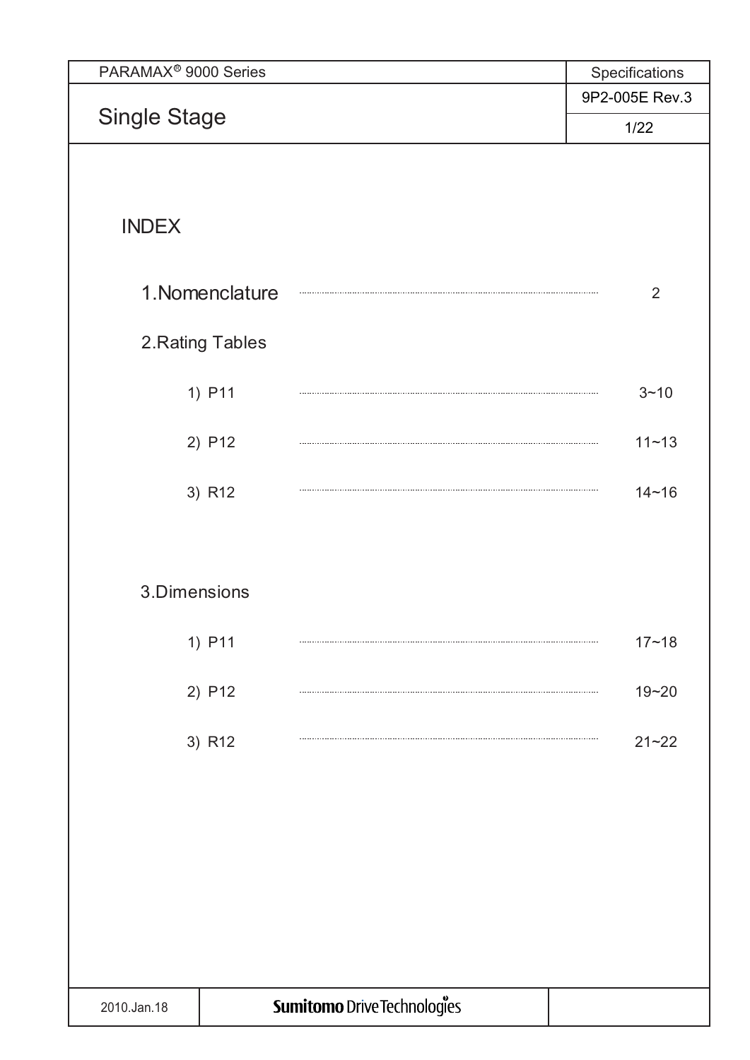# PARAMAX® 9000 Series

## Single Stage

Specifications 9P2-005E Rev.3

### INDEX

1. Nomenclature ........ 2
2. Rating Tables
   1) P11 ........ 3~10
   2) P12 ........ 11~13
   3) R12 ........ 14~16
3. Dimensions
   1) P11 ........ 17~18
   2) P12 ........ 19~20
   3) R12 ........ 21~22

2010.Jan.18 | Sumitomo Drive Technologies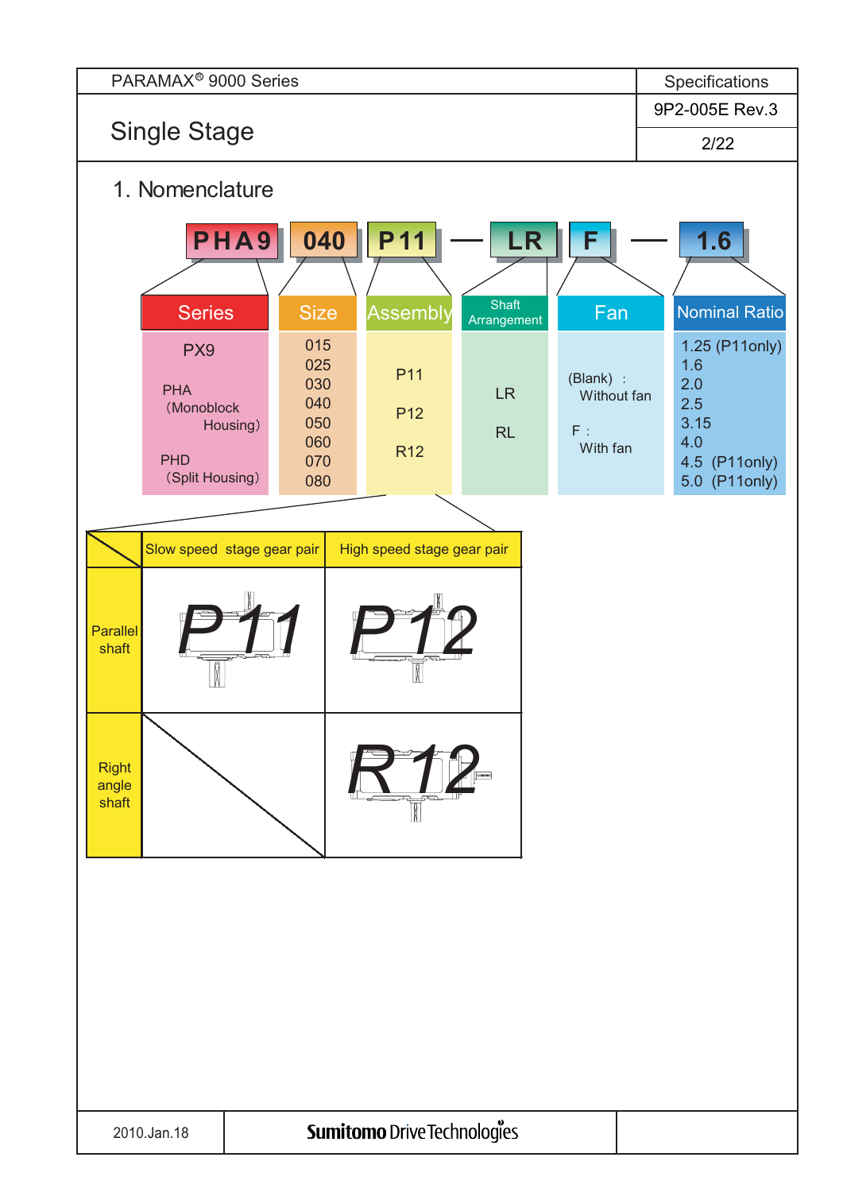# 1. Nomenclature

**PHA9 040 P11 — LR F — 1.6**

| Series | Size | Assembly | Shaft Arrangement | Fan | Nominal Ratio |
|---|---|---|---|---|---|
| PX9<br><br>PHA (Monoblock Housing)<br><br>PHD (Split Housing) | 015<br>025<br>030<br>040<br>050<br>060<br>070<br>080 | P11<br><br>P12<br><br>R12 | LR<br><br>RL | (Blank) : Without fan<br><br>F : With fan | 1.25 (P11only)<br>1.6<br>2.0<br>2.5<br>3.15<br>4.0<br>4.5 (P11only)<br>5.0 (P11only) |

| | Slow speed stage gear pair | High speed stage gear pair |
|---|---|---|
| Parallel shaft | P11 | P12 |
| Right angle shaft | | R12 |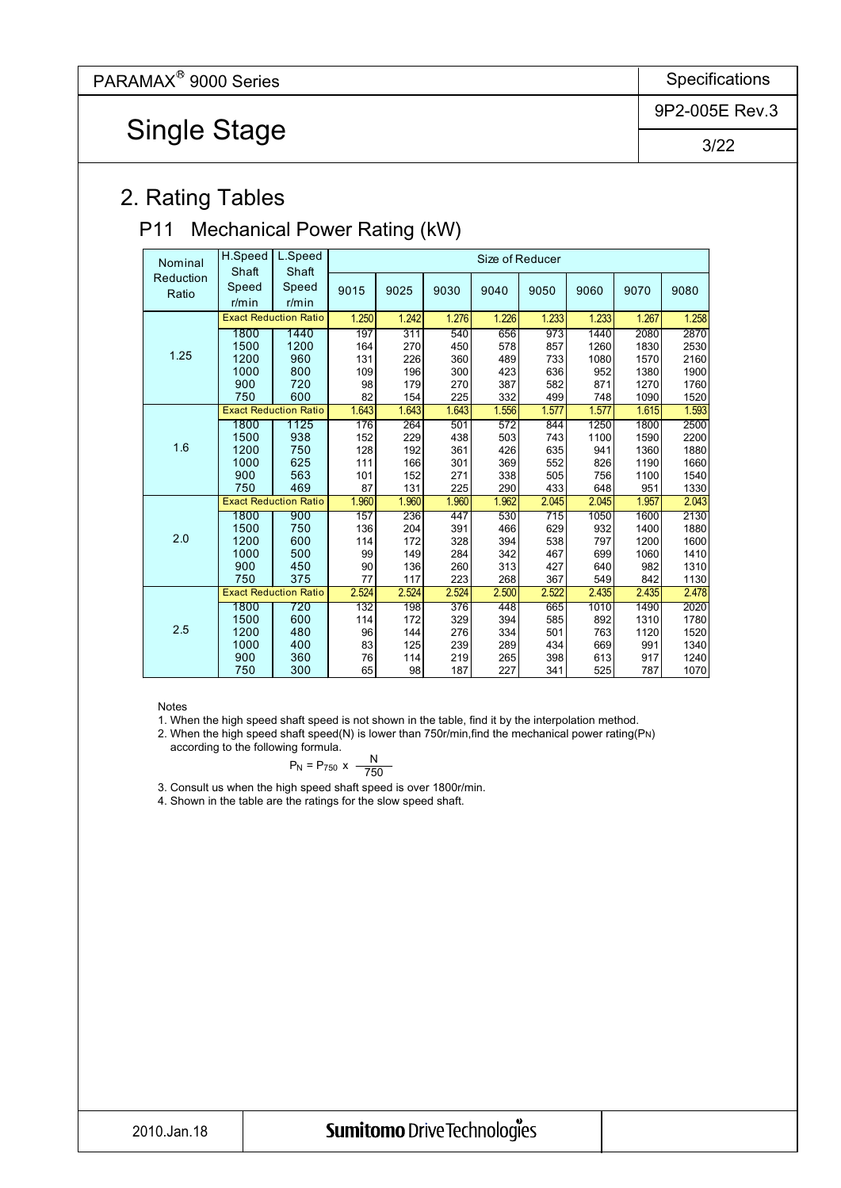# 2. Rating Tables

## P11 Mechanical Power Rating (kW)

| Nominal Reduction Ratio | H.Speed Shaft Speed r/min | L.Speed Shaft Speed r/min | Size of Reducer | | | | | | | |
|---|---|---|---|---|---|---|---|---|---|---|
| | | | 9015 | 9025 | 9030 | 9040 | 9050 | 9060 | 9070 | 9080 |
| 1.25 | Exact Reduction Ratio | | 1.250 | 1.242 | 1.276 | 1.226 | 1.233 | 1.233 | 1.267 | 1.258 |
| | 1800 | 1440 | 197 | 311 | 540 | 656 | 973 | 1440 | 2080 | 2870 |
| | 1500 | 1200 | 164 | 270 | 450 | 578 | 857 | 1260 | 1830 | 2530 |
| | 1200 | 960 | 131 | 226 | 360 | 489 | 733 | 1080 | 1570 | 2160 |
| | 1000 | 800 | 109 | 196 | 300 | 423 | 636 | 952 | 1380 | 1900 |
| | 900 | 720 | 98 | 179 | 270 | 387 | 582 | 871 | 1270 | 1760 |
| | 750 | 600 | 82 | 154 | 225 | 332 | 499 | 748 | 1090 | 1520 |
| 1.6 | Exact Reduction Ratio | | 1.643 | 1.643 | 1.643 | 1.556 | 1.577 | 1.577 | 1.615 | 1.593 |
| | 1800 | 1125 | 176 | 264 | 501 | 572 | 844 | 1250 | 1800 | 2500 |
| | 1500 | 938 | 152 | 229 | 438 | 503 | 743 | 1100 | 1590 | 2200 |
| | 1200 | 750 | 128 | 192 | 361 | 426 | 635 | 941 | 1360 | 1880 |
| | 1000 | 625 | 111 | 166 | 301 | 369 | 552 | 826 | 1190 | 1660 |
| | 900 | 563 | 101 | 152 | 271 | 338 | 505 | 756 | 1100 | 1540 |
| | 750 | 469 | 87 | 131 | 225 | 290 | 433 | 648 | 951 | 1330 |
| 2.0 | Exact Reduction Ratio | | 1.960 | 1.960 | 1.960 | 1.962 | 2.045 | 2.045 | 1.957 | 2.043 |
| | 1800 | 900 | 157 | 236 | 447 | 530 | 715 | 1050 | 1600 | 2130 |
| | 1500 | 750 | 136 | 204 | 391 | 466 | 629 | 932 | 1400 | 1880 |
| | 1200 | 600 | 114 | 172 | 328 | 394 | 538 | 797 | 1200 | 1600 |
| | 1000 | 500 | 99 | 149 | 284 | 342 | 467 | 699 | 1060 | 1410 |
| | 900 | 450 | 90 | 136 | 260 | 313 | 427 | 640 | 982 | 1310 |
| | 750 | 375 | 77 | 117 | 223 | 268 | 367 | 549 | 842 | 1130 |
| 2.5 | Exact Reduction Ratio | | 2.524 | 2.524 | 2.524 | 2.500 | 2.522 | 2.435 | 2.435 | 2.478 |
| | 1800 | 720 | 132 | 198 | 376 | 448 | 665 | 1010 | 1490 | 2020 |
| | 1500 | 600 | 114 | 172 | 329 | 394 | 585 | 892 | 1310 | 1780 |
| | 1200 | 480 | 96 | 144 | 276 | 334 | 501 | 763 | 1120 | 1520 |
| | 1000 | 400 | 83 | 125 | 239 | 289 | 434 | 669 | 991 | 1340 |
| | 900 | 360 | 76 | 114 | 219 | 265 | 398 | 613 | 917 | 1240 |
| | 750 | 300 | 65 | 98 | 187 | 227 | 341 | 525 | 787 | 1070 |

Notes

1. When the high speed shaft speed is not shown in the table, find it by the interpolation method.
2. When the high speed shaft speed(N) is lower than 750r/min,find the mechanical power rating($P_N$) according to the following formula.

$$P_N = P_{750} \times \frac{N}{750}$$

3. Consult us when the high speed shaft speed is over 1800r/min.
4. Shown in the table are the ratings for the slow speed shaft.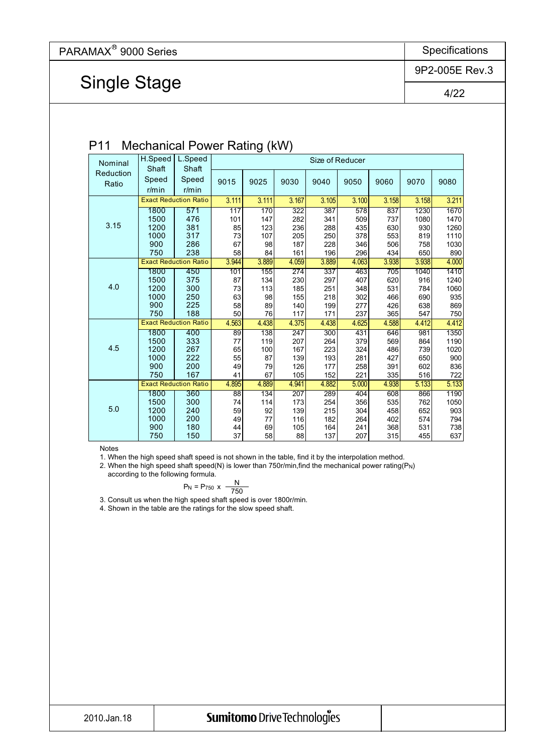# PARAMAX® 9000 Series

## Single Stage

Specifications

9P2-005E Rev.3

### P11 Mechanical Power Rating (kW)

| Nominal Reduction Ratio | H.Speed Shaft Speed r/min | L.Speed Shaft Speed r/min | Size of Reducer | | | | | | | |
|---|---|---|---|---|---|---|---|---|---|---|
| | | | 9015 | 9025 | 9030 | 9040 | 9050 | 9060 | 9070 | 9080 |
| 3.15 | Exact Reduction Ratio | | 3.111 | 3.111 | 3.167 | 3.105 | 3.100 | 3.158 | 3.158 | 3.211 |
| | 1800 | 571 | 117 | 170 | 322 | 387 | 578 | 837 | 1230 | 1670 |
| | 1500 | 476 | 101 | 147 | 282 | 341 | 509 | 737 | 1080 | 1470 |
| | 1200 | 381 | 85 | 123 | 236 | 288 | 435 | 630 | 930 | 1260 |
| | 1000 | 317 | 73 | 107 | 205 | 250 | 378 | 553 | 819 | 1110 |
| | 900 | 286 | 67 | 98 | 187 | 228 | 346 | 506 | 758 | 1030 |
| | 750 | 238 | 58 | 84 | 161 | 196 | 296 | 434 | 650 | 890 |
| 4.0 | Exact Reduction Ratio | | 3.944 | 3.889 | 4.059 | 3.889 | 4.063 | 3.938 | 3.938 | 4.000 |
| | 1800 | 450 | 101 | 155 | 274 | 337 | 463 | 705 | 1040 | 1410 |
| | 1500 | 375 | 87 | 134 | 230 | 297 | 407 | 620 | 916 | 1240 |
| | 1200 | 300 | 73 | 113 | 185 | 251 | 348 | 531 | 784 | 1060 |
| | 1000 | 250 | 63 | 98 | 155 | 218 | 302 | 466 | 690 | 935 |
| | 900 | 225 | 58 | 89 | 140 | 199 | 277 | 426 | 638 | 869 |
| | 750 | 188 | 50 | 76 | 117 | 171 | 237 | 365 | 547 | 750 |
| 4.5 | Exact Reduction Ratio | | 4.563 | 4.438 | 4.375 | 4.438 | 4.625 | 4.588 | 4.412 | 4.412 |
| | 1800 | 400 | 89 | 138 | 247 | 300 | 431 | 646 | 981 | 1350 |
| | 1500 | 333 | 77 | 119 | 207 | 264 | 379 | 569 | 864 | 1190 |
| | 1200 | 267 | 65 | 100 | 167 | 223 | 324 | 486 | 739 | 1020 |
| | 1000 | 222 | 55 | 87 | 139 | 193 | 281 | 427 | 650 | 900 |
| | 900 | 200 | 49 | 79 | 126 | 177 | 258 | 391 | 602 | 836 |
| | 750 | 167 | 41 | 67 | 105 | 152 | 221 | 335 | 516 | 722 |
| 5.0 | Exact Reduction Ratio | | 4.895 | 4.889 | 4.941 | 4.882 | 5.000 | 4.938 | 5.133 | 5.133 |
| | 1800 | 360 | 88 | 134 | 207 | 289 | 404 | 608 | 866 | 1190 |
| | 1500 | 300 | 74 | 114 | 173 | 254 | 356 | 535 | 762 | 1050 |
| | 1200 | 240 | 59 | 92 | 139 | 215 | 304 | 458 | 652 | 903 |
| | 1000 | 200 | 49 | 77 | 116 | 182 | 264 | 402 | 574 | 794 |
| | 900 | 180 | 44 | 69 | 105 | 164 | 241 | 368 | 531 | 738 |
| | 750 | 150 | 37 | 58 | 88 | 137 | 207 | 315 | 455 | 637 |

Notes

1. When the high speed shaft speed is not shown in the table, find it by the interpolation method.
2. When the high speed shaft speed(N) is lower than 750r/min,find the mechanical power rating($P_N$) according to the following formula.

$$P_N = P_{750} \times \frac{N}{750}$$

3. Consult us when the high speed shaft speed is over 1800r/min.
4. Shown in the table are the ratings for the slow speed shaft.

2010.Jan.18

Sumitomo Drive Technologies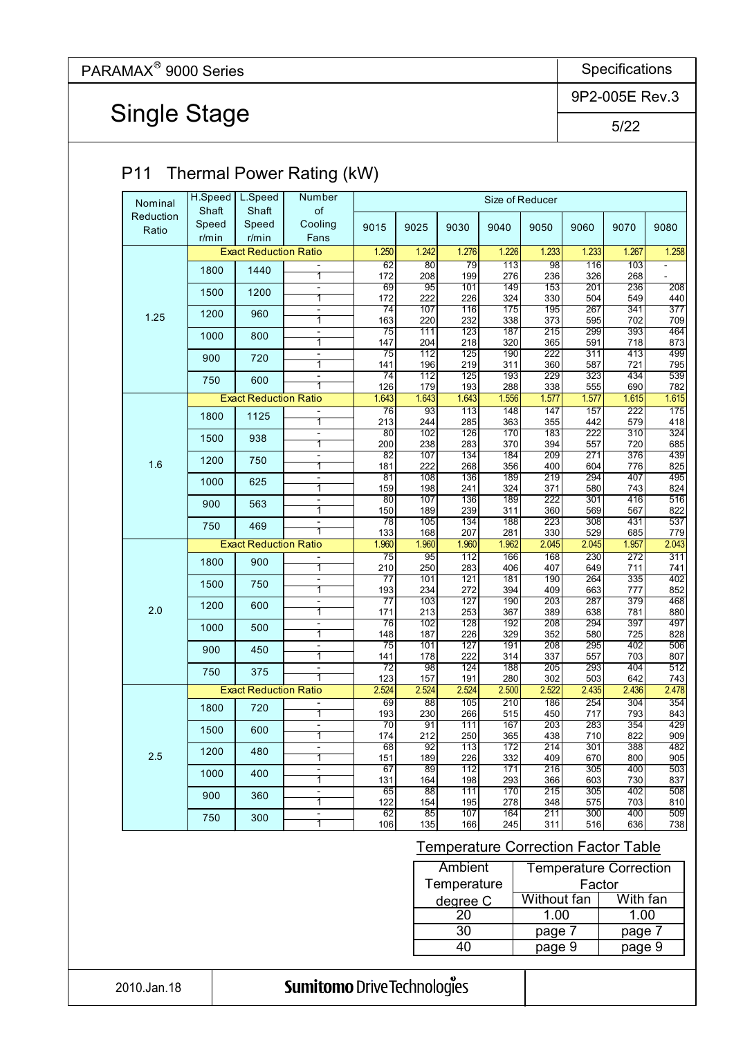PARAMAX® 9000 Series

Specifications

9P2-005E Rev.3

# Single Stage

## P11 Thermal Power Rating (kW)

| Nominal Reduction Ratio | H.Speed Shaft Speed r/min | L.Speed Shaft Speed r/min | Number of Cooling Fans | 9015 | 9025 | 9030 | 9040 | 9050 | 9060 | 9070 | 9080 |
|---|---|---|---|---|---|---|---|---|---|---|---|
| | | | | Size of Reducer | | | | | | | |
| 1.25 | Exact Reduction Ratio | | | 1.250 | 1.242 | 1.276 | 1.226 | 1.233 | 1.233 | 1.267 | 1.258 |
| | 1800 | 1440 | - | 62 | 80 | 79 | 113 | 98 | 116 | 103 | - |
| | | | 1 | 172 | 208 | 199 | 276 | 236 | 326 | 268 | - |
| | 1500 | 1200 | - | 69 | 95 | 101 | 149 | 153 | 201 | 236 | 208 |
| | | | 1 | 172 | 222 | 226 | 324 | 330 | 504 | 549 | 440 |
| | 1200 | 960 | - | 74 | 107 | 116 | 175 | 195 | 267 | 341 | 377 |
| | | | 1 | 163 | 220 | 232 | 338 | 373 | 595 | 702 | 709 |
| | 1000 | 800 | - | 75 | 111 | 123 | 187 | 215 | 299 | 393 | 464 |
| | | | 1 | 147 | 204 | 218 | 320 | 365 | 591 | 718 | 873 |
| | 900 | 720 | - | 75 | 112 | 125 | 190 | 222 | 311 | 413 | 499 |
| | | | 1 | 141 | 196 | 219 | 311 | 360 | 587 | 721 | 795 |
| | 750 | 600 | - | 74 | 112 | 125 | 193 | 229 | 323 | 434 | 539 |
| | | | 1 | 126 | 179 | 193 | 288 | 338 | 555 | 690 | 782 |
| 1.6 | Exact Reduction Ratio | | | 1.643 | 1.643 | 1.643 | 1.556 | 1.577 | 1.577 | 1.615 | 1.615 |
| | 1800 | 1125 | - | 76 | 93 | 113 | 148 | 147 | 157 | 222 | 175 |
| | | | 1 | 213 | 244 | 285 | 363 | 355 | 442 | 579 | 418 |
| | 1500 | 938 | - | 80 | 102 | 126 | 170 | 183 | 222 | 310 | 324 |
| | | | 1 | 200 | 238 | 283 | 370 | 394 | 557 | 720 | 685 |
| | 1200 | 750 | - | 82 | 107 | 134 | 184 | 209 | 271 | 376 | 439 |
| | | | 1 | 181 | 222 | 268 | 356 | 400 | 604 | 776 | 825 |
| | 1000 | 625 | - | 81 | 108 | 136 | 189 | 219 | 294 | 407 | 495 |
| | | | 1 | 159 | 198 | 241 | 324 | 371 | 580 | 743 | 824 |
| | 900 | 563 | - | 80 | 107 | 136 | 189 | 222 | 301 | 416 | 516 |
| | | | 1 | 150 | 189 | 239 | 311 | 360 | 569 | 567 | 822 |
| | 750 | 469 | - | 78 | 105 | 134 | 188 | 223 | 308 | 431 | 537 |
| | | | 1 | 133 | 168 | 207 | 281 | 330 | 529 | 685 | 779 |
| 2.0 | Exact Reduction Ratio | | | 1.960 | 1.960 | 1.960 | 1.962 | 2.045 | 2.045 | 1.957 | 2.043 |
| | 1800 | 900 | - | 75 | 95 | 112 | 166 | 168 | 230 | 272 | 311 |
| | | | 1 | 210 | 250 | 283 | 406 | 407 | 649 | 711 | 741 |
| | 1500 | 750 | - | 77 | 101 | 121 | 181 | 190 | 264 | 335 | 402 |
| | | | 1 | 193 | 234 | 272 | 394 | 409 | 663 | 777 | 852 |
| | 1200 | 600 | - | 77 | 103 | 127 | 190 | 203 | 287 | 379 | 468 |
| | | | 1 | 171 | 213 | 253 | 367 | 389 | 638 | 781 | 880 |
| | 1000 | 500 | - | 76 | 102 | 128 | 192 | 208 | 294 | 397 | 497 |
| | | | 1 | 148 | 187 | 226 | 329 | 352 | 580 | 725 | 828 |
| | 900 | 450 | - | 75 | 101 | 127 | 191 | 208 | 295 | 402 | 506 |
| | | | 1 | 141 | 178 | 222 | 314 | 337 | 557 | 703 | 807 |
| | 750 | 375 | - | 72 | 98 | 124 | 188 | 205 | 293 | 404 | 512 |
| | | | 1 | 123 | 157 | 191 | 280 | 302 | 503 | 642 | 743 |
| 2.5 | Exact Reduction Ratio | | | 2.524 | 2.524 | 2.524 | 2.500 | 2.522 | 2.435 | 2.436 | 2.478 |
| | 1800 | 720 | - | 69 | 88 | 105 | 210 | 186 | 254 | 304 | 354 |
| | | | 1 | 193 | 230 | 266 | 515 | 450 | 717 | 793 | 843 |
| | 1500 | 600 | - | 70 | 91 | 111 | 167 | 203 | 283 | 354 | 429 |
| | | | 1 | 174 | 212 | 250 | 365 | 438 | 710 | 822 | 909 |
| | 1200 | 480 | - | 68 | 92 | 113 | 172 | 214 | 301 | 388 | 482 |
| | | | 1 | 151 | 189 | 226 | 332 | 409 | 670 | 800 | 905 |
| | 1000 | 400 | - | 67 | 89 | 112 | 171 | 216 | 305 | 400 | 503 |
| | | | 1 | 131 | 164 | 198 | 293 | 366 | 603 | 730 | 837 |
| | 900 | 360 | - | 65 | 88 | 111 | 170 | 215 | 305 | 402 | 508 |
| | | | 1 | 122 | 154 | 195 | 278 | 348 | 575 | 703 | 810 |
| | 750 | 300 | - | 62 | 85 | 107 | 164 | 211 | 300 | 400 | 509 |
| | | | 1 | 106 | 135 | 166 | 245 | 311 | 516 | 636 | 738 |

### Temperature Correction Factor Table

| Ambient Temperature degree C | Temperature Correction Factor | |
|---|---|---|
| | Without fan | With fan |
| 20 | 1.00 | 1.00 |
| 30 | page 7 | page 7 |
| 40 | page 9 | page 9 |

2010.Jan.18

Sumitomo Drive Technologies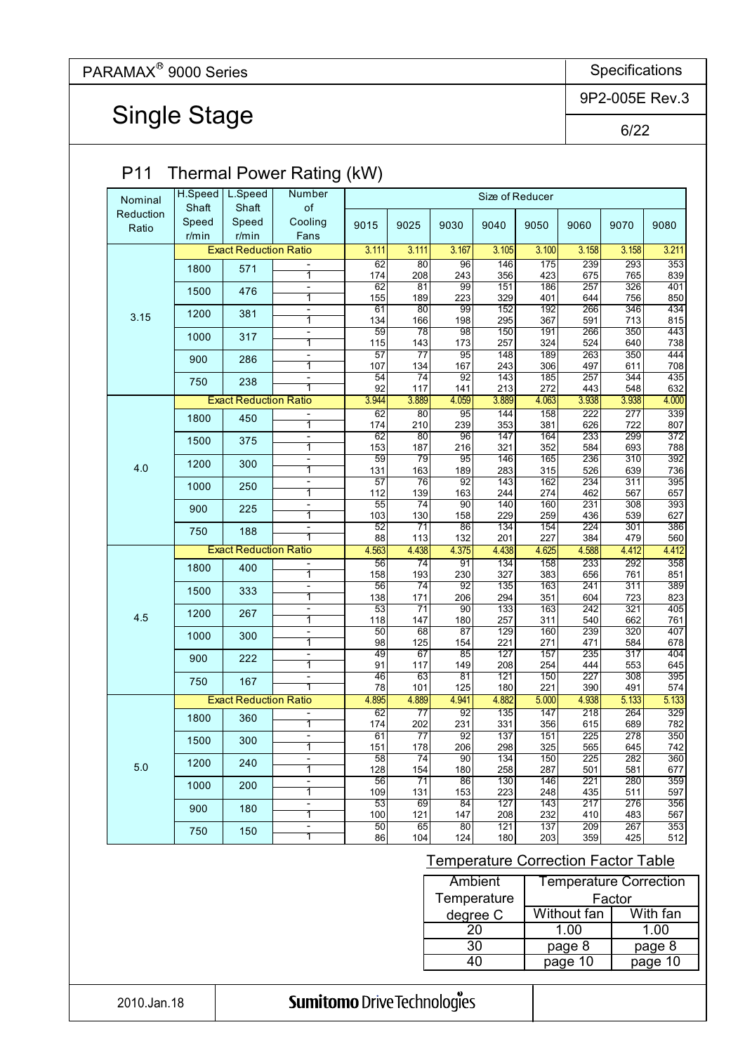PARAMAX® 9000 Series

Specifications

9P2-005E Rev.3

# Single Stage

## P11 Thermal Power Rating (kW)

| Nominal Reduction Ratio | H.Speed Shaft Speed r/min | L.Speed Shaft Speed r/min | Number of Cooling Fans | 9015 | 9025 | 9030 | 9040 | 9050 | 9060 | 9070 | 9080 |
|---|---|---|---|---|---|---|---|---|---|---|---|
| 3.15 | Exact Reduction Ratio | | | 3.111 | 3.111 | 3.167 | 3.105 | 3.100 | 3.158 | 3.158 | 3.211 |
| | 1800 | 571 | - | 62 | 80 | 96 | 146 | 175 | 239 | 293 | 353 |
| | | | 1 | 174 | 208 | 243 | 356 | 423 | 675 | 765 | 839 |
| | 1500 | 476 | - | 62 | 81 | 99 | 151 | 186 | 257 | 326 | 401 |
| | | | 1 | 155 | 189 | 223 | 329 | 401 | 644 | 756 | 850 |
| | 1200 | 381 | - | 61 | 80 | 99 | 152 | 192 | 266 | 346 | 434 |
| | | | 1 | 134 | 166 | 198 | 295 | 367 | 591 | 713 | 815 |
| | 1000 | 317 | - | 59 | 78 | 98 | 150 | 191 | 266 | 350 | 443 |
| | | | 1 | 115 | 143 | 173 | 257 | 324 | 524 | 640 | 738 |
| | 900 | 286 | - | 57 | 77 | 95 | 148 | 189 | 263 | 350 | 444 |
| | | | 1 | 107 | 134 | 167 | 243 | 306 | 497 | 611 | 708 |
| | 750 | 238 | - | 54 | 74 | 92 | 143 | 185 | 257 | 344 | 435 |
| | | | 1 | 92 | 117 | 141 | 213 | 272 | 443 | 548 | 632 |
| 4.0 | Exact Reduction Ratio | | | 3.944 | 3.889 | 4.059 | 3.889 | 4.063 | 3.938 | 3.938 | 4.000 |
| | 1800 | 450 | - | 62 | 80 | 95 | 144 | 158 | 222 | 277 | 339 |
| | | | 1 | 174 | 210 | 239 | 353 | 381 | 626 | 722 | 807 |
| | 1500 | 375 | - | 62 | 80 | 96 | 147 | 164 | 233 | 299 | 372 |
| | | | 1 | 153 | 187 | 216 | 321 | 352 | 584 | 693 | 788 |
| | 1200 | 300 | - | 59 | 79 | 95 | 146 | 165 | 236 | 310 | 392 |
| | | | 1 | 131 | 163 | 189 | 283 | 315 | 526 | 639 | 736 |
| | 1000 | 250 | - | 57 | 76 | 92 | 143 | 162 | 234 | 311 | 395 |
| | | | 1 | 112 | 139 | 163 | 244 | 274 | 462 | 567 | 657 |
| | 900 | 225 | - | 55 | 74 | 90 | 140 | 160 | 231 | 308 | 393 |
| | | | 1 | 103 | 130 | 158 | 229 | 259 | 436 | 539 | 627 |
| | 750 | 188 | - | 52 | 71 | 86 | 134 | 154 | 224 | 301 | 386 |
| | | | 1 | 88 | 113 | 132 | 201 | 227 | 384 | 479 | 560 |
| 4.5 | Exact Reduction Ratio | | | 4.563 | 4.438 | 4.375 | 4.438 | 4.625 | 4.588 | 4.412 | 4.412 |
| | 1800 | 400 | - | 56 | 74 | 91 | 134 | 158 | 233 | 292 | 358 |
| | | | 1 | 158 | 193 | 230 | 327 | 383 | 656 | 761 | 851 |
| | 1500 | 333 | - | 56 | 74 | 92 | 135 | 163 | 241 | 311 | 389 |
| | | | 1 | 138 | 171 | 206 | 294 | 351 | 604 | 723 | 823 |
| | 1200 | 267 | - | 53 | 71 | 90 | 133 | 163 | 242 | 321 | 405 |
| | | | 1 | 118 | 147 | 180 | 257 | 311 | 540 | 662 | 761 |
| | 1000 | 300 | - | 50 | 68 | 87 | 129 | 160 | 239 | 320 | 407 |
| | | | 1 | 98 | 125 | 154 | 221 | 271 | 471 | 584 | 678 |
| | 900 | 222 | - | 49 | 67 | 85 | 127 | 157 | 235 | 317 | 404 |
| | | | 1 | 91 | 117 | 149 | 208 | 254 | 444 | 553 | 645 |
| | 750 | 167 | - | 46 | 63 | 81 | 121 | 150 | 227 | 308 | 395 |
| | | | 1 | 78 | 101 | 125 | 180 | 221 | 390 | 491 | 574 |
| 5.0 | Exact Reduction Ratio | | | 4.895 | 4.889 | 4.941 | 4.882 | 5.000 | 4.938 | 5.133 | 5.133 |
| | 1800 | 360 | - | 62 | 77 | 92 | 135 | 147 | 218 | 264 | 329 |
| | | | 1 | 174 | 202 | 231 | 331 | 356 | 615 | 689 | 782 |
| | 1500 | 300 | - | 61 | 77 | 92 | 137 | 151 | 225 | 278 | 350 |
| | | | 1 | 151 | 178 | 206 | 298 | 325 | 565 | 645 | 742 |
| | 1200 | 240 | - | 58 | 74 | 90 | 134 | 150 | 225 | 282 | 360 |
| | | | 1 | 128 | 154 | 180 | 258 | 287 | 501 | 581 | 677 |
| | 1000 | 200 | - | 56 | 71 | 86 | 130 | 146 | 221 | 280 | 359 |
| | | | 1 | 109 | 131 | 153 | 223 | 248 | 435 | 511 | 597 |
| | 900 | 180 | - | 53 | 69 | 84 | 127 | 143 | 217 | 276 | 356 |
| | | | 1 | 100 | 121 | 147 | 208 | 232 | 410 | 483 | 567 |
| | 750 | 150 | - | 50 | 65 | 80 | 121 | 137 | 209 | 267 | 353 |
| | | | 1 | 86 | 104 | 124 | 180 | 203 | 359 | 425 | 512 |

### Temperature Correction Factor Table

| Ambient Temperature degree C | Temperature Correction Factor | |
|---|---|---|
| | Without fan | With fan |
| 20 | 1.00 | 1.00 |
| 30 | page 8 | page 8 |
| 40 | page 10 | page 10 |

2010.Jan.18

Sumitomo Drive Technologies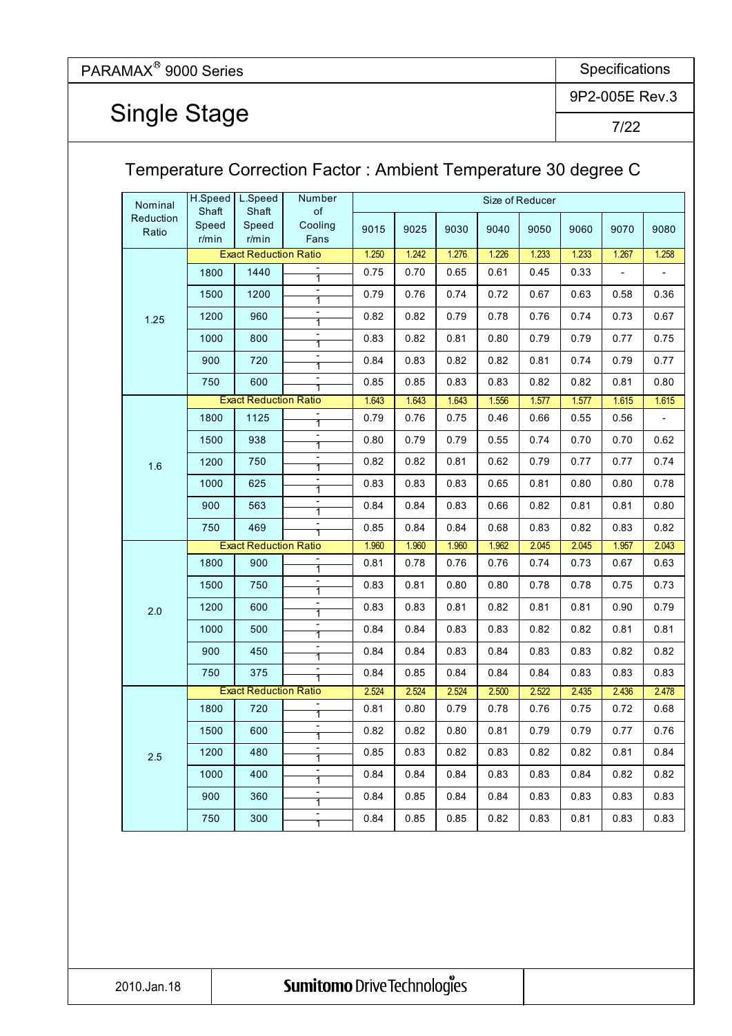PARAMAX® 9000 Series

# Single Stage

Specifications 9P2-005E Rev.3

## Temperature Correction Factor : Ambient Temperature 30 degree C

| Nominal Reduction Ratio | H.Speed Shaft Speed r/min | L.Speed Shaft Speed r/min | Number of Cooling Fans | 9015 | 9025 | 9030 | 9040 | 9050 | 9060 | 9070 | 9080 |
|---|---|---|---|---|---|---|---|---|---|---|---|
| 1.25 | Exact Reduction Ratio | | | 1.250 | 1.242 | 1.276 | 1.226 | 1.233 | 1.233 | 1.267 | 1.258 |
| | 1800 | 1440 | - / 1 | 0.75 | 0.70 | 0.65 | 0.61 | 0.45 | 0.33 | - | - |
| | 1500 | 1200 | - / 1 | 0.79 | 0.76 | 0.74 | 0.72 | 0.67 | 0.63 | 0.58 | 0.36 |
| | 1200 | 960 | - / 1 | 0.82 | 0.82 | 0.79 | 0.78 | 0.76 | 0.74 | 0.73 | 0.67 |
| | 1000 | 800 | - / 1 | 0.83 | 0.82 | 0.81 | 0.80 | 0.79 | 0.79 | 0.77 | 0.75 |
| | 900 | 720 | - / 1 | 0.84 | 0.83 | 0.82 | 0.82 | 0.81 | 0.74 | 0.79 | 0.77 |
| | 750 | 600 | - / 1 | 0.85 | 0.85 | 0.83 | 0.83 | 0.82 | 0.82 | 0.81 | 0.80 |
| 1.6 | Exact Reduction Ratio | | | 1.643 | 1.643 | 1.643 | 1.556 | 1.577 | 1.577 | 1.615 | 1.615 |
| | 1800 | 1125 | - / 1 | 0.79 | 0.76 | 0.75 | 0.46 | 0.66 | 0.55 | 0.56 | - |
| | 1500 | 938 | - / 1 | 0.80 | 0.79 | 0.79 | 0.55 | 0.74 | 0.70 | 0.70 | 0.62 |
| | 1200 | 750 | - / 1 | 0.82 | 0.82 | 0.81 | 0.62 | 0.79 | 0.77 | 0.77 | 0.74 |
| | 1000 | 625 | - / 1 | 0.83 | 0.83 | 0.83 | 0.65 | 0.81 | 0.80 | 0.80 | 0.78 |
| | 900 | 563 | - / 1 | 0.84 | 0.84 | 0.83 | 0.66 | 0.82 | 0.81 | 0.81 | 0.80 |
| | 750 | 469 | - / 1 | 0.85 | 0.84 | 0.84 | 0.68 | 0.83 | 0.82 | 0.83 | 0.82 |
| 2.0 | Exact Reduction Ratio | | | 1.960 | 1.960 | 1.960 | 1.962 | 2.045 | 2.045 | 1.957 | 2.043 |
| | 1800 | 900 | - / 1 | 0.81 | 0.78 | 0.76 | 0.76 | 0.74 | 0.73 | 0.67 | 0.63 |
| | 1500 | 750 | - / 1 | 0.83 | 0.81 | 0.80 | 0.80 | 0.78 | 0.78 | 0.75 | 0.73 |
| | 1200 | 600 | - / 1 | 0.83 | 0.83 | 0.81 | 0.82 | 0.81 | 0.81 | 0.90 | 0.79 |
| | 1000 | 500 | - / 1 | 0.84 | 0.84 | 0.83 | 0.83 | 0.82 | 0.82 | 0.81 | 0.81 |
| | 900 | 450 | - / 1 | 0.84 | 0.84 | 0.83 | 0.84 | 0.83 | 0.83 | 0.82 | 0.82 |
| | 750 | 375 | - / 1 | 0.84 | 0.85 | 0.84 | 0.84 | 0.84 | 0.83 | 0.83 | 0.83 |
| 2.5 | Exact Reduction Ratio | | | 2.524 | 2.524 | 2.524 | 2.500 | 2.522 | 2.435 | 2.436 | 2.478 |
| | 1800 | 720 | - / 1 | 0.81 | 0.80 | 0.79 | 0.78 | 0.76 | 0.75 | 0.72 | 0.68 |
| | 1500 | 600 | - / 1 | 0.82 | 0.82 | 0.80 | 0.81 | 0.79 | 0.79 | 0.77 | 0.76 |
| | 1200 | 480 | - / 1 | 0.85 | 0.83 | 0.82 | 0.83 | 0.82 | 0.82 | 0.81 | 0.84 |
| | 1000 | 400 | - / 1 | 0.84 | 0.84 | 0.84 | 0.83 | 0.83 | 0.84 | 0.82 | 0.82 |
| | 900 | 360 | - / 1 | 0.84 | 0.85 | 0.84 | 0.84 | 0.83 | 0.83 | 0.83 | 0.83 |
| | 750 | 300 | - / 1 | 0.84 | 0.85 | 0.85 | 0.82 | 0.83 | 0.81 | 0.83 | 0.83 |

2010.Jan.18 Sumitomo Drive Technologies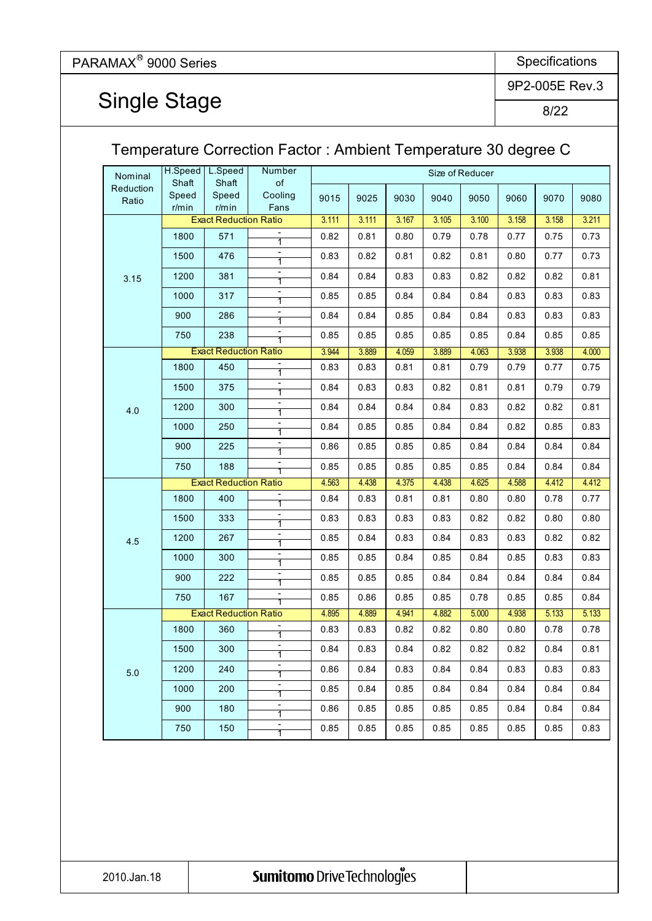PARAMAX® 9000 Series

# Single Stage

Specifications
9P2-005E Rev.3

## Temperature Correction Factor : Ambient Temperature 30 degree C

| Nominal Reduction Ratio | H.Speed Shaft Speed r/min | L.Speed Shaft Speed r/min | Number of Cooling Fans | Size of Reducer | | | | | | | |
|---|---|---|---|---|---|---|---|---|---|---|---|
| | | | | 9015 | 9025 | 9030 | 9040 | 9050 | 9060 | 9070 | 9080 |
| 3.15 | Exact Reduction Ratio | | | 3.111 | 3.111 | 3.167 | 3.105 | 3.100 | 3.158 | 3.158 | 3.211 |
| | 1800 | 571 | - / 1 | 0.82 | 0.81 | 0.80 | 0.79 | 0.78 | 0.77 | 0.75 | 0.73 |
| | 1500 | 476 | - / 1 | 0.83 | 0.82 | 0.81 | 0.82 | 0.81 | 0.80 | 0.77 | 0.73 |
| | 1200 | 381 | - / 1 | 0.84 | 0.84 | 0.83 | 0.83 | 0.82 | 0.82 | 0.82 | 0.81 |
| | 1000 | 317 | - / 1 | 0.85 | 0.85 | 0.84 | 0.84 | 0.84 | 0.83 | 0.83 | 0.83 |
| | 900 | 286 | - / 1 | 0.84 | 0.84 | 0.85 | 0.84 | 0.84 | 0.83 | 0.83 | 0.83 |
| | 750 | 238 | - / 1 | 0.85 | 0.85 | 0.85 | 0.85 | 0.85 | 0.84 | 0.85 | 0.85 |
| 4.0 | Exact Reduction Ratio | | | 3.944 | 3.889 | 4.059 | 3.889 | 4.063 | 3.938 | 3.938 | 4.000 |
| | 1800 | 450 | - / 1 | 0.83 | 0.83 | 0.81 | 0.81 | 0.79 | 0.79 | 0.77 | 0.75 |
| | 1500 | 375 | - / 1 | 0.84 | 0.83 | 0.83 | 0.82 | 0.81 | 0.81 | 0.79 | 0.79 |
| | 1200 | 300 | - / 1 | 0.84 | 0.84 | 0.84 | 0.84 | 0.83 | 0.82 | 0.82 | 0.81 |
| | 1000 | 250 | - / 1 | 0.84 | 0.85 | 0.85 | 0.84 | 0.84 | 0.82 | 0.85 | 0.83 |
| | 900 | 225 | - / 1 | 0.86 | 0.85 | 0.85 | 0.85 | 0.84 | 0.84 | 0.84 | 0.84 |
| | 750 | 188 | - / 1 | 0.85 | 0.85 | 0.85 | 0.85 | 0.85 | 0.84 | 0.84 | 0.84 |
| 4.5 | Exact Reduction Ratio | | | 4.563 | 4.438 | 4.375 | 4.438 | 4.625 | 4.588 | 4.412 | 4.412 |
| | 1800 | 400 | - / 1 | 0.84 | 0.83 | 0.81 | 0.81 | 0.80 | 0.80 | 0.78 | 0.77 |
| | 1500 | 333 | - / 1 | 0.83 | 0.83 | 0.83 | 0.83 | 0.82 | 0.82 | 0.80 | 0.80 |
| | 1200 | 267 | - / 1 | 0.85 | 0.84 | 0.83 | 0.84 | 0.83 | 0.83 | 0.82 | 0.82 |
| | 1000 | 300 | - / 1 | 0.85 | 0.85 | 0.84 | 0.85 | 0.84 | 0.85 | 0.83 | 0.83 |
| | 900 | 222 | - / 1 | 0.85 | 0.85 | 0.85 | 0.84 | 0.84 | 0.84 | 0.84 | 0.84 |
| | 750 | 167 | - / 1 | 0.85 | 0.86 | 0.85 | 0.85 | 0.78 | 0.85 | 0.85 | 0.84 |
| 5.0 | Exact Reduction Ratio | | | 4.895 | 4.889 | 4.941 | 4.882 | 5.000 | 4.938 | 5.133 | 5.133 |
| | 1800 | 360 | - / 1 | 0.83 | 0.83 | 0.82 | 0.82 | 0.80 | 0.80 | 0.78 | 0.78 |
| | 1500 | 300 | - / 1 | 0.84 | 0.83 | 0.84 | 0.82 | 0.82 | 0.82 | 0.84 | 0.81 |
| | 1200 | 240 | - / 1 | 0.86 | 0.84 | 0.83 | 0.84 | 0.84 | 0.83 | 0.83 | 0.83 |
| | 1000 | 200 | - / 1 | 0.85 | 0.84 | 0.85 | 0.84 | 0.84 | 0.84 | 0.84 | 0.84 |
| | 900 | 180 | - / 1 | 0.86 | 0.85 | 0.85 | 0.85 | 0.85 | 0.84 | 0.84 | 0.84 |
| | 750 | 150 | - / 1 | 0.85 | 0.85 | 0.85 | 0.85 | 0.85 | 0.85 | 0.85 | 0.83 |

2010.Jan.18 — Sumitomo Drive Technologies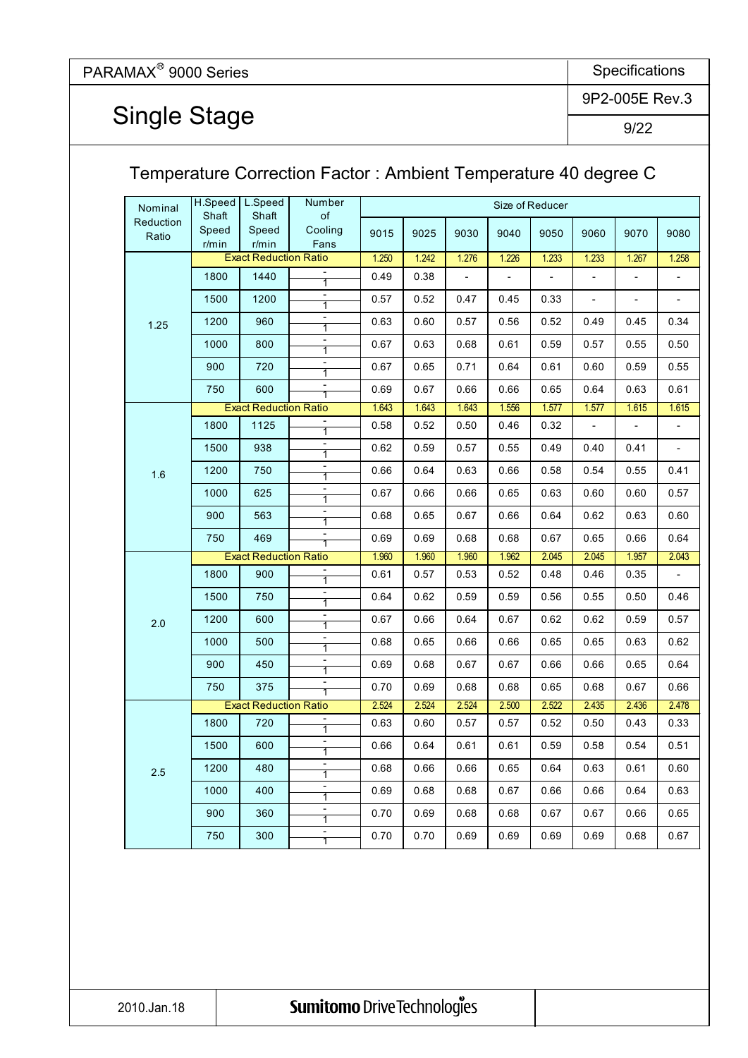PARAMAX® 9000 Series

# Single Stage

Specifications

9P2-005E Rev.3

## Temperature Correction Factor : Ambient Temperature 40 degree C

| Nominal Reduction Ratio | H.Speed Shaft Speed r/min | L.Speed Shaft Speed r/min | Number of Cooling Fans | Size of Reducer | | | | | | | |
|---|---|---|---|---|---|---|---|---|---|---|---|
| | | | | 9015 | 9025 | 9030 | 9040 | 9050 | 9060 | 9070 | 9080 |
| 1.25 | Exact Reduction Ratio | | | 1.250 | 1.242 | 1.276 | 1.226 | 1.233 | 1.233 | 1.267 | 1.258 |
| | 1800 | 1440 | - / 1 | 0.49 | 0.38 | - | - | - | - | - | - |
| | 1500 | 1200 | - / 1 | 0.57 | 0.52 | 0.47 | 0.45 | 0.33 | - | - | - |
| | 1200 | 960 | - / 1 | 0.63 | 0.60 | 0.57 | 0.56 | 0.52 | 0.49 | 0.45 | 0.34 |
| | 1000 | 800 | - / 1 | 0.67 | 0.63 | 0.68 | 0.61 | 0.59 | 0.57 | 0.55 | 0.50 |
| | 900 | 720 | - / 1 | 0.67 | 0.65 | 0.71 | 0.64 | 0.61 | 0.60 | 0.59 | 0.55 |
| | 750 | 600 | - / 1 | 0.69 | 0.67 | 0.66 | 0.66 | 0.65 | 0.64 | 0.63 | 0.61 |
| 1.6 | Exact Reduction Ratio | | | 1.643 | 1.643 | 1.643 | 1.556 | 1.577 | 1.577 | 1.615 | 1.615 |
| | 1800 | 1125 | - / 1 | 0.58 | 0.52 | 0.50 | 0.46 | 0.32 | - | - | - |
| | 1500 | 938 | - / 1 | 0.62 | 0.59 | 0.57 | 0.55 | 0.49 | 0.40 | 0.41 | - |
| | 1200 | 750 | - / 1 | 0.66 | 0.64 | 0.63 | 0.66 | 0.58 | 0.54 | 0.55 | 0.41 |
| | 1000 | 625 | - / 1 | 0.67 | 0.66 | 0.66 | 0.65 | 0.63 | 0.60 | 0.60 | 0.57 |
| | 900 | 563 | - / 1 | 0.68 | 0.65 | 0.67 | 0.66 | 0.64 | 0.62 | 0.63 | 0.60 |
| | 750 | 469 | - / 1 | 0.69 | 0.69 | 0.68 | 0.68 | 0.67 | 0.65 | 0.66 | 0.64 |
| 2.0 | Exact Reduction Ratio | | | 1.960 | 1.960 | 1.960 | 1.962 | 2.045 | 2.045 | 1.957 | 2.043 |
| | 1800 | 900 | - / 1 | 0.61 | 0.57 | 0.53 | 0.52 | 0.48 | 0.46 | 0.35 | - |
| | 1500 | 750 | - / 1 | 0.64 | 0.62 | 0.59 | 0.59 | 0.56 | 0.55 | 0.50 | 0.46 |
| | 1200 | 600 | - / 1 | 0.67 | 0.66 | 0.64 | 0.67 | 0.62 | 0.62 | 0.59 | 0.57 |
| | 1000 | 500 | - / 1 | 0.68 | 0.65 | 0.66 | 0.66 | 0.65 | 0.65 | 0.63 | 0.62 |
| | 900 | 450 | - / 1 | 0.69 | 0.68 | 0.67 | 0.67 | 0.66 | 0.66 | 0.65 | 0.64 |
| | 750 | 375 | - / 1 | 0.70 | 0.69 | 0.68 | 0.68 | 0.65 | 0.68 | 0.67 | 0.66 |
| 2.5 | Exact Reduction Ratio | | | 2.524 | 2.524 | 2.524 | 2.500 | 2.522 | 2.435 | 2.436 | 2.478 |
| | 1800 | 720 | - / 1 | 0.63 | 0.60 | 0.57 | 0.57 | 0.52 | 0.50 | 0.43 | 0.33 |
| | 1500 | 600 | - / 1 | 0.66 | 0.64 | 0.61 | 0.61 | 0.59 | 0.58 | 0.54 | 0.51 |
| | 1200 | 480 | - / 1 | 0.68 | 0.66 | 0.66 | 0.65 | 0.64 | 0.63 | 0.61 | 0.60 |
| | 1000 | 400 | - / 1 | 0.69 | 0.68 | 0.68 | 0.67 | 0.66 | 0.66 | 0.64 | 0.63 |
| | 900 | 360 | - / 1 | 0.70 | 0.69 | 0.68 | 0.68 | 0.67 | 0.67 | 0.66 | 0.65 |
| | 750 | 300 | - / 1 | 0.70 | 0.70 | 0.69 | 0.69 | 0.69 | 0.69 | 0.68 | 0.67 |

2010.Jan.18

Sumitomo Drive Technologies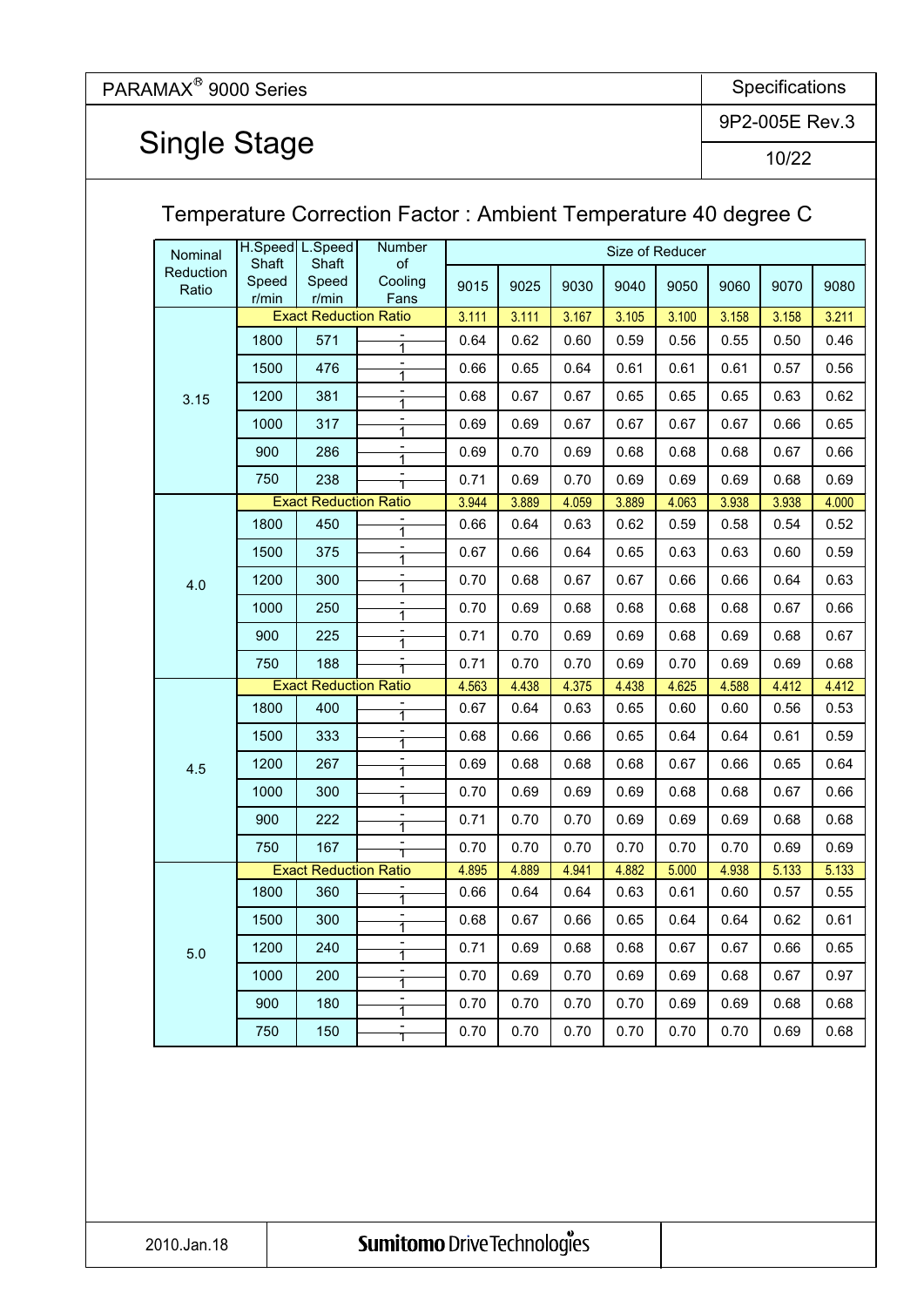PARAMAX® 9000 Series

# Single Stage

Specifications

9P2-005E Rev.3

## Temperature Correction Factor : Ambient Temperature 40 degree C

| Nominal Reduction Ratio | H.Speed Shaft Speed r/min | L.Speed Shaft Speed r/min | Number of Cooling Fans | Size of Reducer | | | | | | | |
|---|---|---|---|---|---|---|---|---|---|---|---|
| | | | | 9015 | 9025 | 9030 | 9040 | 9050 | 9060 | 9070 | 9080 |
| 3.15 | Exact Reduction Ratio | | | 3.111 | 3.111 | 3.167 | 3.105 | 3.100 | 3.158 | 3.158 | 3.211 |
| | 1800 | 571 | - / 1 | 0.64 | 0.62 | 0.60 | 0.59 | 0.56 | 0.55 | 0.50 | 0.46 |
| | 1500 | 476 | - / 1 | 0.66 | 0.65 | 0.64 | 0.61 | 0.61 | 0.61 | 0.57 | 0.56 |
| | 1200 | 381 | - / 1 | 0.68 | 0.67 | 0.67 | 0.65 | 0.65 | 0.65 | 0.63 | 0.62 |
| | 1000 | 317 | - / 1 | 0.69 | 0.69 | 0.67 | 0.67 | 0.67 | 0.67 | 0.66 | 0.65 |
| | 900 | 286 | - / 1 | 0.69 | 0.70 | 0.69 | 0.68 | 0.68 | 0.68 | 0.67 | 0.66 |
| | 750 | 238 | - / 1 | 0.71 | 0.69 | 0.70 | 0.69 | 0.69 | 0.69 | 0.68 | 0.69 |
| 4.0 | Exact Reduction Ratio | | | 3.944 | 3.889 | 4.059 | 3.889 | 4.063 | 3.938 | 3.938 | 4.000 |
| | 1800 | 450 | - / 1 | 0.66 | 0.64 | 0.63 | 0.62 | 0.59 | 0.58 | 0.54 | 0.52 |
| | 1500 | 375 | - / 1 | 0.67 | 0.66 | 0.64 | 0.65 | 0.63 | 0.63 | 0.60 | 0.59 |
| | 1200 | 300 | - / 1 | 0.70 | 0.68 | 0.67 | 0.67 | 0.66 | 0.66 | 0.64 | 0.63 |
| | 1000 | 250 | - / 1 | 0.70 | 0.69 | 0.68 | 0.68 | 0.68 | 0.68 | 0.67 | 0.66 |
| | 900 | 225 | - / 1 | 0.71 | 0.70 | 0.69 | 0.69 | 0.68 | 0.69 | 0.68 | 0.67 |
| | 750 | 188 | - / 1 | 0.71 | 0.70 | 0.70 | 0.69 | 0.70 | 0.69 | 0.69 | 0.68 |
| 4.5 | Exact Reduction Ratio | | | 4.563 | 4.438 | 4.375 | 4.438 | 4.625 | 4.588 | 4.412 | 4.412 |
| | 1800 | 400 | - / 1 | 0.67 | 0.64 | 0.63 | 0.65 | 0.60 | 0.60 | 0.56 | 0.53 |
| | 1500 | 333 | - / 1 | 0.68 | 0.66 | 0.66 | 0.65 | 0.64 | 0.64 | 0.61 | 0.59 |
| | 1200 | 267 | - / 1 | 0.69 | 0.68 | 0.68 | 0.68 | 0.67 | 0.66 | 0.65 | 0.64 |
| | 1000 | 300 | - / 1 | 0.70 | 0.69 | 0.69 | 0.69 | 0.68 | 0.68 | 0.67 | 0.66 |
| | 900 | 222 | - / 1 | 0.71 | 0.70 | 0.70 | 0.69 | 0.69 | 0.69 | 0.68 | 0.68 |
| | 750 | 167 | - / 1 | 0.70 | 0.70 | 0.70 | 0.70 | 0.70 | 0.70 | 0.69 | 0.69 |
| 5.0 | Exact Reduction Ratio | | | 4.895 | 4.889 | 4.941 | 4.882 | 5.000 | 4.938 | 5.133 | 5.133 |
| | 1800 | 360 | - / 1 | 0.66 | 0.64 | 0.64 | 0.63 | 0.61 | 0.60 | 0.57 | 0.55 |
| | 1500 | 300 | - / 1 | 0.68 | 0.67 | 0.66 | 0.65 | 0.64 | 0.64 | 0.62 | 0.61 |
| | 1200 | 240 | - / 1 | 0.71 | 0.69 | 0.68 | 0.68 | 0.67 | 0.67 | 0.66 | 0.65 |
| | 1000 | 200 | - / 1 | 0.70 | 0.69 | 0.70 | 0.69 | 0.69 | 0.68 | 0.67 | 0.97 |
| | 900 | 180 | - / 1 | 0.70 | 0.70 | 0.70 | 0.70 | 0.69 | 0.69 | 0.68 | 0.68 |
| | 750 | 150 | - / 1 | 0.70 | 0.70 | 0.70 | 0.70 | 0.70 | 0.70 | 0.69 | 0.68 |

2010.Jan.18 | Sumitomo Drive Technologies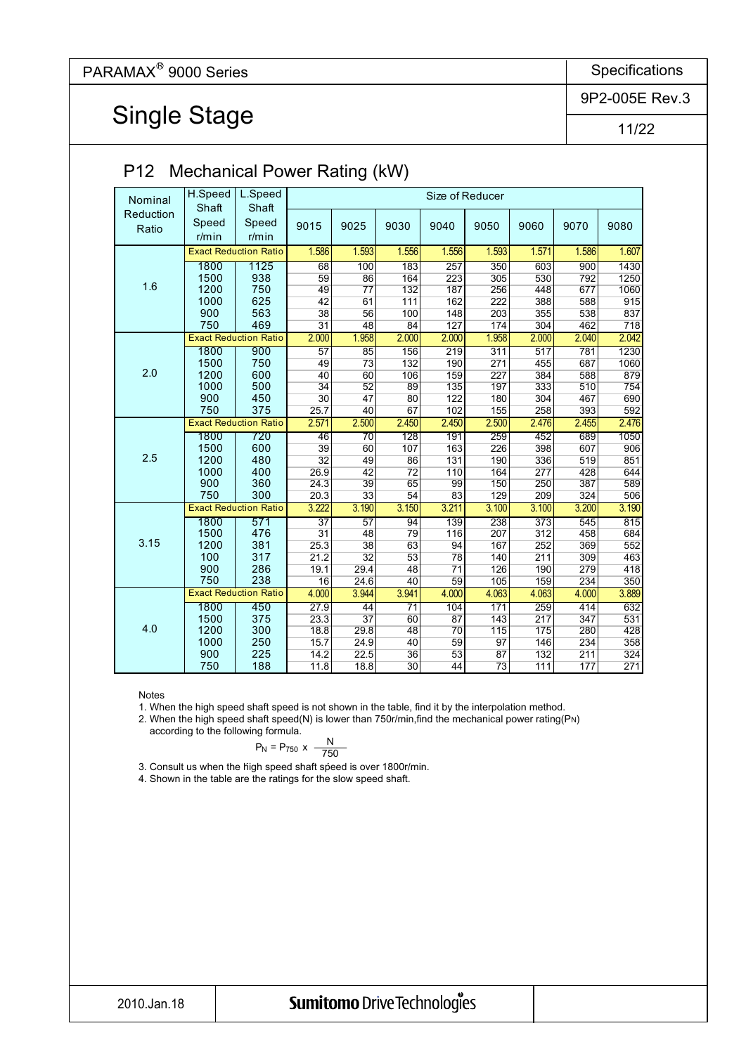# Single Stage

## P12 Mechanical Power Rating (kW)

| Nominal Reduction Ratio | H.Speed Shaft Speed r/min | L.Speed Shaft Speed r/min | Size of Reducer | | | | | | | |
|---|---|---|---|---|---|---|---|---|---|---|
| | | | 9015 | 9025 | 9030 | 9040 | 9050 | 9060 | 9070 | 9080 |
| 1.6 | Exact Reduction Ratio | | 1.586 | 1.593 | 1.556 | 1.556 | 1.593 | 1.571 | 1.586 | 1.607 |
| | 1800 | 1125 | 68 | 100 | 183 | 257 | 350 | 603 | 900 | 1430 |
| | 1500 | 938 | 59 | 86 | 164 | 223 | 305 | 530 | 792 | 1250 |
| | 1200 | 750 | 49 | 77 | 132 | 187 | 256 | 448 | 677 | 1060 |
| | 1000 | 625 | 42 | 61 | 111 | 162 | 222 | 388 | 588 | 915 |
| | 900 | 563 | 38 | 56 | 100 | 148 | 203 | 355 | 538 | 837 |
| | 750 | 469 | 31 | 48 | 84 | 127 | 174 | 304 | 462 | 718 |
| 2.0 | Exact Reduction Ratio | | 2.000 | 1.958 | 2.000 | 2.000 | 1.958 | 2.000 | 2.040 | 2.042 |
| | 1800 | 900 | 57 | 85 | 156 | 219 | 311 | 517 | 781 | 1230 |
| | 1500 | 750 | 49 | 73 | 132 | 190 | 271 | 455 | 687 | 1060 |
| | 1200 | 600 | 40 | 60 | 106 | 159 | 227 | 384 | 588 | 879 |
| | 1000 | 500 | 34 | 52 | 89 | 135 | 197 | 333 | 510 | 754 |
| | 900 | 450 | 30 | 47 | 80 | 122 | 180 | 304 | 467 | 690 |
| | 750 | 375 | 25.7 | 40 | 67 | 102 | 155 | 258 | 393 | 592 |
| 2.5 | Exact Reduction Ratio | | 2.571 | 2.500 | 2.450 | 2.450 | 2.500 | 2.476 | 2.455 | 2.476 |
| | 1800 | 720 | 46 | 70 | 128 | 191 | 259 | 452 | 689 | 1050 |
| | 1500 | 600 | 39 | 60 | 107 | 163 | 226 | 398 | 607 | 906 |
| | 1200 | 480 | 32 | 49 | 86 | 131 | 190 | 336 | 519 | 851 |
| | 1000 | 400 | 26.9 | 42 | 72 | 110 | 164 | 277 | 428 | 644 |
| | 900 | 360 | 24.3 | 39 | 65 | 99 | 150 | 250 | 387 | 589 |
| | 750 | 300 | 20.3 | 33 | 54 | 83 | 129 | 209 | 324 | 506 |
| 3.15 | Exact Reduction Ratio | | 3.222 | 3.190 | 3.150 | 3.211 | 3.100 | 3.100 | 3.200 | 3.190 |
| | 1800 | 571 | 37 | 57 | 94 | 139 | 238 | 373 | 545 | 815 |
| | 1500 | 476 | 31 | 48 | 79 | 116 | 207 | 312 | 458 | 684 |
| | 1200 | 381 | 25.3 | 38 | 63 | 94 | 167 | 252 | 369 | 552 |
| | 100 | 317 | 21.2 | 32 | 53 | 78 | 140 | 211 | 309 | 463 |
| | 900 | 286 | 19.1 | 29.4 | 48 | 71 | 126 | 190 | 279 | 418 |
| | 750 | 238 | 16 | 24.6 | 40 | 59 | 105 | 159 | 234 | 350 |
| 4.0 | Exact Reduction Ratio | | 4.000 | 3.944 | 3.941 | 4.000 | 4.063 | 4.063 | 4.000 | 3.889 |
| | 1800 | 450 | 27.9 | 44 | 71 | 104 | 171 | 259 | 414 | 632 |
| | 1500 | 375 | 23.3 | 37 | 60 | 87 | 143 | 217 | 347 | 531 |
| | 1200 | 300 | 18.8 | 29.8 | 48 | 70 | 115 | 175 | 280 | 428 |
| | 1000 | 250 | 15.7 | 24.9 | 40 | 59 | 97 | 146 | 234 | 358 |
| | 900 | 225 | 14.2 | 22.5 | 36 | 53 | 87 | 132 | 211 | 324 |
| | 750 | 188 | 11.8 | 18.8 | 30 | 44 | 73 | 111 | 177 | 271 |

Notes

1. When the high speed shaft speed is not shown in the table, find it by the interpolation method.
2. When the high speed shaft speed(N) is lower than 750r/min,find the mechanical power rating($P_N$) according to the following formula.

$$P_N = P_{750} \times \frac{N}{750}$$

3. Consult us when the high speed shaft speed is over 1800r/min.
4. Shown in the table are the ratings for the slow speed shaft.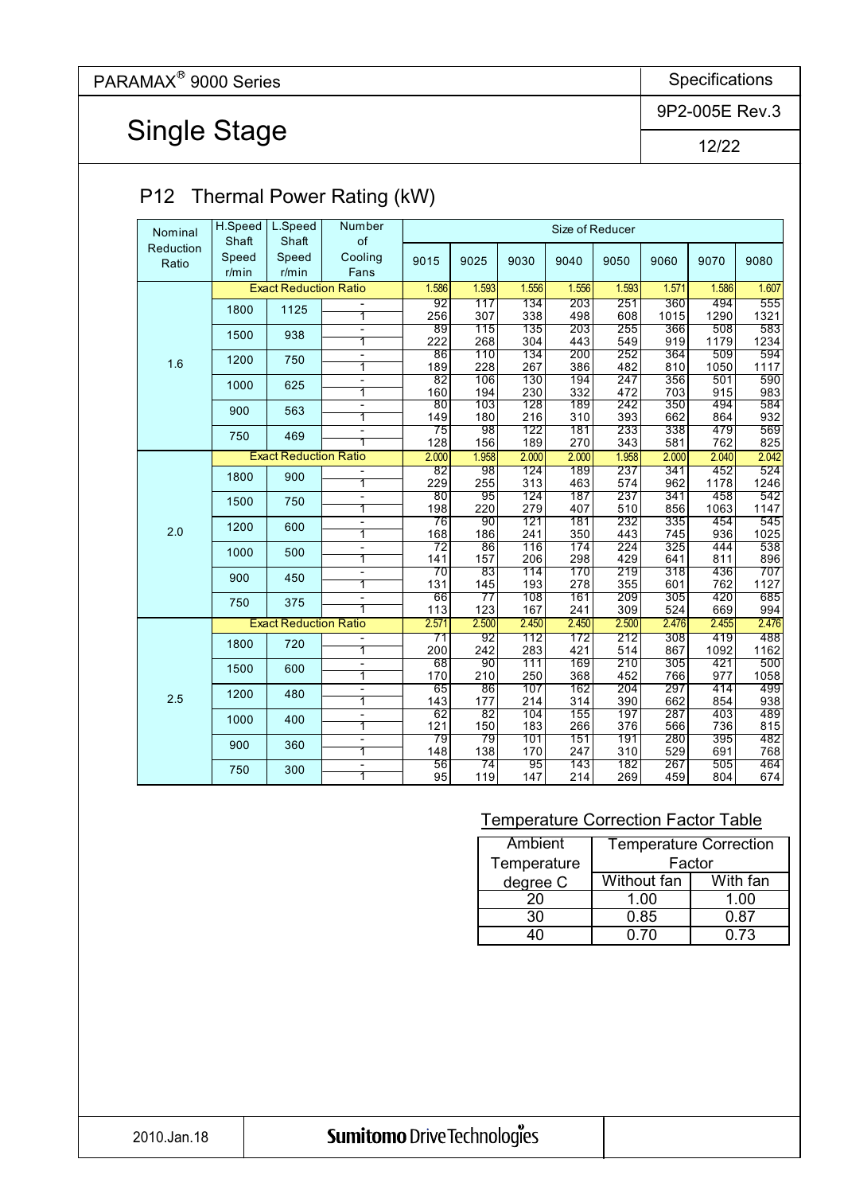PARAMAX® 9000 Series

Specifications

9P2-005E Rev.3

# Single Stage

## P12 Thermal Power Rating (kW)

| Nominal Reduction Ratio | H.Speed Shaft Speed r/min | L.Speed Shaft Speed r/min | Number of Cooling Fans | Size of Reducer | | | | | | | |
|---|---|---|---|---|---|---|---|---|---|---|---|
| | | | | 9015 | 9025 | 9030 | 9040 | 9050 | 9060 | 9070 | 9080 |
| 1.6 | Exact Reduction Ratio | | | 1.586 | 1.593 | 1.556 | 1.556 | 1.593 | 1.571 | 1.586 | 1.607 |
| | 1800 | 1125 | - | 92 | 117 | 134 | 203 | 251 | 360 | 494 | 555 |
| | | | 1 | 256 | 307 | 338 | 498 | 608 | 1015 | 1290 | 1321 |
| | 1500 | 938 | - | 89 | 115 | 135 | 203 | 255 | 366 | 508 | 583 |
| | | | 1 | 222 | 268 | 304 | 443 | 549 | 919 | 1179 | 1234 |
| | 1200 | 750 | - | 86 | 110 | 134 | 200 | 252 | 364 | 509 | 594 |
| | | | 1 | 189 | 228 | 267 | 386 | 482 | 810 | 1050 | 1117 |
| | 1000 | 625 | - | 82 | 106 | 130 | 194 | 247 | 356 | 501 | 590 |
| | | | 1 | 160 | 194 | 230 | 332 | 472 | 703 | 915 | 983 |
| | 900 | 563 | - | 80 | 103 | 128 | 189 | 242 | 350 | 494 | 584 |
| | | | 1 | 149 | 180 | 216 | 310 | 393 | 662 | 864 | 932 |
| | 750 | 469 | - | 75 | 98 | 122 | 181 | 233 | 338 | 479 | 569 |
| | | | 1 | 128 | 156 | 189 | 270 | 343 | 581 | 762 | 825 |
| 2.0 | Exact Reduction Ratio | | | 2.000 | 1.958 | 2.000 | 2.000 | 1.958 | 2.000 | 2.040 | 2.042 |
| | 1800 | 900 | - | 82 | 98 | 124 | 189 | 237 | 341 | 452 | 524 |
| | | | 1 | 229 | 255 | 313 | 463 | 574 | 962 | 1178 | 1246 |
| | 1500 | 750 | - | 80 | 95 | 124 | 187 | 237 | 341 | 458 | 542 |
| | | | 1 | 198 | 220 | 279 | 407 | 510 | 856 | 1063 | 1147 |
| | 1200 | 600 | - | 76 | 90 | 121 | 181 | 232 | 335 | 454 | 545 |
| | | | 1 | 168 | 186 | 241 | 350 | 443 | 745 | 936 | 1025 |
| | 1000 | 500 | - | 72 | 86 | 116 | 174 | 224 | 325 | 444 | 538 |
| | | | 1 | 141 | 157 | 206 | 298 | 429 | 641 | 811 | 896 |
| | 900 | 450 | - | 70 | 83 | 114 | 170 | 219 | 318 | 436 | 707 |
| | | | 1 | 131 | 145 | 193 | 278 | 355 | 601 | 762 | 1127 |
| | 750 | 375 | - | 66 | 77 | 108 | 161 | 209 | 305 | 420 | 685 |
| | | | 1 | 113 | 123 | 167 | 241 | 309 | 524 | 669 | 994 |
| 2.5 | Exact Reduction Ratio | | | 2.571 | 2.500 | 2.450 | 2.450 | 2.500 | 2.476 | 2.455 | 2.476 |
| | 1800 | 720 | - | 71 | 92 | 112 | 172 | 212 | 308 | 419 | 488 |
| | | | 1 | 200 | 242 | 283 | 421 | 514 | 867 | 1092 | 1162 |
| | 1500 | 600 | - | 68 | 90 | 111 | 169 | 210 | 305 | 421 | 500 |
| | | | 1 | 170 | 210 | 250 | 368 | 452 | 766 | 977 | 1058 |
| | 1200 | 480 | - | 65 | 86 | 107 | 162 | 204 | 297 | 414 | 499 |
| | | | 1 | 143 | 177 | 214 | 314 | 390 | 662 | 854 | 938 |
| | 1000 | 400 | - | 62 | 82 | 104 | 155 | 197 | 287 | 403 | 489 |
| | | | 1 | 121 | 150 | 183 | 266 | 376 | 566 | 736 | 815 |
| | 900 | 360 | - | 79 | 79 | 101 | 151 | 191 | 280 | 395 | 482 |
| | | | 1 | 148 | 138 | 170 | 247 | 310 | 529 | 691 | 768 |
| | 750 | 300 | - | 56 | 74 | 95 | 143 | 182 | 267 | 505 | 464 |
| | | | 1 | 95 | 119 | 147 | 214 | 269 | 459 | 804 | 674 |

### Temperature Correction Factor Table

| Ambient Temperature degree C | Temperature Correction Factor | |
|---|---|---|
| | Without fan | With fan |
| 20 | 1.00 | 1.00 |
| 30 | 0.85 | 0.87 |
| 40 | 0.70 | 0.73 |

2010.Jan.18

Sumitomo Drive Technologies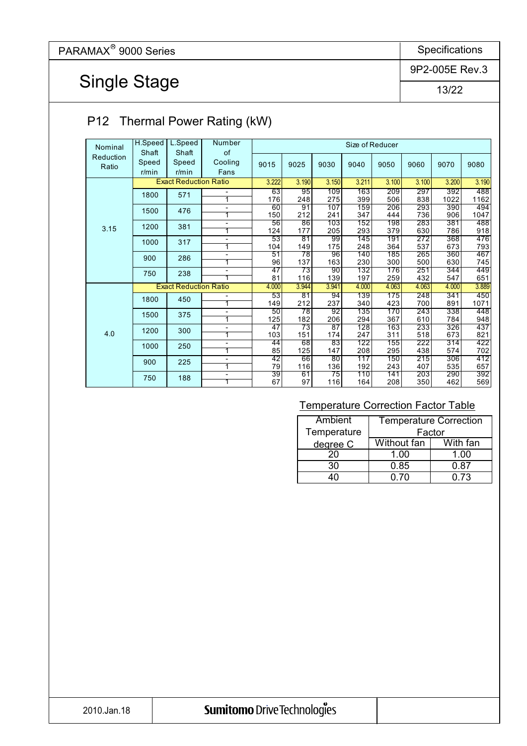PARAMAX® 9000 Series

# Single Stage

Specifications

9P2-005E Rev.3

## P12 Thermal Power Rating (kW)

| Nominal Reduction Ratio | H.Speed Shaft Speed r/min | L.Speed Shaft Speed r/min | Number of Cooling Fans | Size of Reducer | | | | | | | |
|---|---|---|---|---|---|---|---|---|---|---|---|
| | | | | 9015 | 9025 | 9030 | 9040 | 9050 | 9060 | 9070 | 9080 |
| 3.15 | Exact Reduction Ratio | | | 3.222 | 3.190 | 3.150 | 3.211 | 3.100 | 3.100 | 3.200 | 3.190 |
| | 1800 | 571 | - | 63 | 95 | 109 | 163 | 209 | 297 | 392 | 488 |
| | | | 1 | 176 | 248 | 275 | 399 | 506 | 838 | 1022 | 1162 |
| | 1500 | 476 | - | 60 | 91 | 107 | 159 | 206 | 293 | 390 | 494 |
| | | | 1 | 150 | 212 | 241 | 347 | 444 | 736 | 906 | 1047 |
| | 1200 | 381 | - | 56 | 86 | 103 | 152 | 198 | 283 | 381 | 488 |
| | | | 1 | 124 | 177 | 205 | 293 | 379 | 630 | 786 | 918 |
| | 1000 | 317 | - | 53 | 81 | 99 | 145 | 191 | 272 | 368 | 476 |
| | | | 1 | 104 | 149 | 175 | 248 | 364 | 537 | 673 | 793 |
| | 900 | 286 | - | 51 | 78 | 96 | 140 | 185 | 265 | 360 | 467 |
| | | | 1 | 96 | 137 | 163 | 230 | 300 | 500 | 630 | 745 |
| | 750 | 238 | - | 47 | 73 | 90 | 132 | 176 | 251 | 344 | 449 |
| | | | 1 | 81 | 116 | 139 | 197 | 259 | 432 | 547 | 651 |
| 4.0 | Exact Reduction Ratio | | | 4.000 | 3.944 | 3.941 | 4.000 | 4.063 | 4.063 | 4.000 | 3.889 |
| | 1800 | 450 | - | 53 | 81 | 94 | 139 | 175 | 248 | 341 | 450 |
| | | | 1 | 149 | 212 | 237 | 340 | 423 | 700 | 891 | 1071 |
| | 1500 | 375 | - | 50 | 78 | 92 | 135 | 170 | 243 | 338 | 448 |
| | | | 1 | 125 | 182 | 206 | 294 | 367 | 610 | 784 | 948 |
| | 1200 | 300 | - | 47 | 73 | 87 | 128 | 163 | 233 | 326 | 437 |
| | | | 1 | 103 | 151 | 174 | 247 | 311 | 518 | 673 | 821 |
| | 1000 | 250 | - | 44 | 68 | 83 | 122 | 155 | 222 | 314 | 422 |
| | | | 1 | 85 | 125 | 147 | 208 | 295 | 438 | 574 | 702 |
| | 900 | 225 | - | 42 | 66 | 80 | 117 | 150 | 215 | 306 | 412 |
| | | | 1 | 79 | 116 | 136 | 192 | 243 | 407 | 535 | 657 |
| | 750 | 188 | - | 39 | 61 | 75 | 110 | 141 | 203 | 290 | 392 |
| | | | 1 | 67 | 97 | 116 | 164 | 208 | 350 | 462 | 569 |

### Temperature Correction Factor Table

| Ambient Temperature degree C | Temperature Correction Factor | |
|---|---|---|
| | Without fan | With fan |
| 20 | 1.00 | 1.00 |
| 30 | 0.85 | 0.87 |
| 40 | 0.70 | 0.73 |

2010.Jan.18

Sumitomo Drive Technologies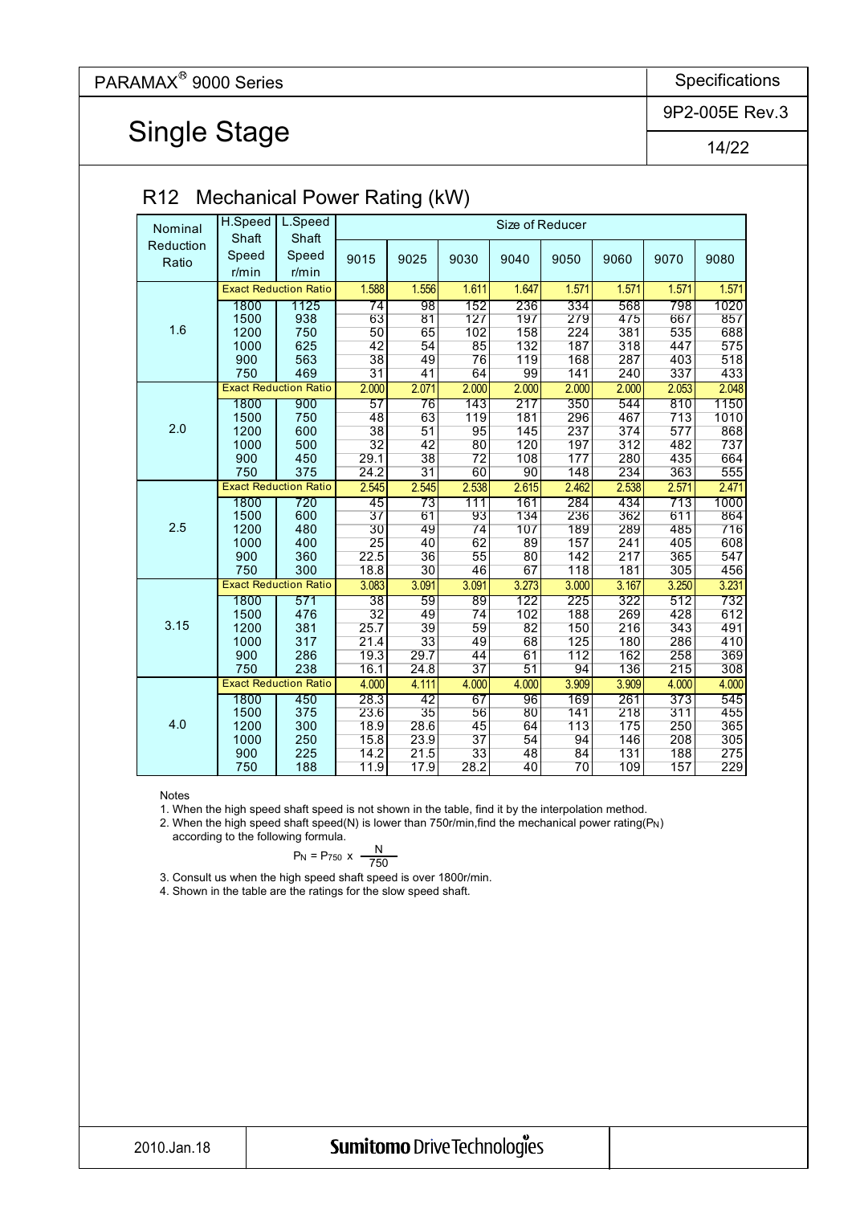PARAMAX® 9000 Series

Specifications

9P2-005E Rev.3

# Single Stage

## R12 Mechanical Power Rating (kW)

| Nominal Reduction Ratio | H.Speed Shaft Speed r/min | L.Speed Shaft Speed r/min | Size of Reducer | | | | | | | |
|---|---|---|---|---|---|---|---|---|---|---|
| | | | 9015 | 9025 | 9030 | 9040 | 9050 | 9060 | 9070 | 9080 |
| 1.6 | Exact Reduction Ratio | | 1.588 | 1.556 | 1.611 | 1.647 | 1.571 | 1.571 | 1.571 | 1.571 |
| | 1800 | 1125 | 74 | 98 | 152 | 236 | 334 | 568 | 798 | 1020 |
| | 1500 | 938 | 63 | 81 | 127 | 197 | 279 | 475 | 667 | 857 |
| | 1200 | 750 | 50 | 65 | 102 | 158 | 224 | 381 | 535 | 688 |
| | 1000 | 625 | 42 | 54 | 85 | 132 | 187 | 318 | 447 | 575 |
| | 900 | 563 | 38 | 49 | 76 | 119 | 168 | 287 | 403 | 518 |
| | 750 | 469 | 31 | 41 | 64 | 99 | 141 | 240 | 337 | 433 |
| 2.0 | Exact Reduction Ratio | | 2.000 | 2.071 | 2.000 | 2.000 | 2.000 | 2.000 | 2.053 | 2.048 |
| | 1800 | 900 | 57 | 76 | 143 | 217 | 350 | 544 | 810 | 1150 |
| | 1500 | 750 | 48 | 63 | 119 | 181 | 296 | 467 | 713 | 1010 |
| | 1200 | 600 | 38 | 51 | 95 | 145 | 237 | 374 | 577 | 868 |
| | 1000 | 500 | 32 | 42 | 80 | 120 | 197 | 312 | 482 | 737 |
| | 900 | 450 | 29.1 | 38 | 72 | 108 | 177 | 280 | 435 | 664 |
| | 750 | 375 | 24.2 | 31 | 60 | 90 | 148 | 234 | 363 | 555 |
| 2.5 | Exact Reduction Ratio | | 2.545 | 2.545 | 2.538 | 2.615 | 2.462 | 2.538 | 2.571 | 2.471 |
| | 1800 | 720 | 45 | 73 | 111 | 161 | 284 | 434 | 713 | 1000 |
| | 1500 | 600 | 37 | 61 | 93 | 134 | 236 | 362 | 611 | 864 |
| | 1200 | 480 | 30 | 49 | 74 | 107 | 189 | 289 | 485 | 716 |
| | 1000 | 400 | 25 | 40 | 62 | 89 | 157 | 241 | 405 | 608 |
| | 900 | 360 | 22.5 | 36 | 55 | 80 | 142 | 217 | 365 | 547 |
| | 750 | 300 | 18.8 | 30 | 46 | 67 | 118 | 181 | 305 | 456 |
| 3.15 | Exact Reduction Ratio | | 3.083 | 3.091 | 3.091 | 3.273 | 3.000 | 3.167 | 3.250 | 3.231 |
| | 1800 | 571 | 38 | 59 | 89 | 122 | 225 | 322 | 512 | 732 |
| | 1500 | 476 | 32 | 49 | 74 | 102 | 188 | 269 | 428 | 612 |
| | 1200 | 381 | 25.7 | 39 | 59 | 82 | 150 | 216 | 343 | 491 |
| | 1000 | 317 | 21.4 | 33 | 49 | 68 | 125 | 180 | 286 | 410 |
| | 900 | 286 | 19.3 | 29.7 | 44 | 61 | 112 | 162 | 258 | 369 |
| | 750 | 238 | 16.1 | 24.8 | 37 | 51 | 94 | 136 | 215 | 308 |
| 4.0 | Exact Reduction Ratio | | 4.000 | 4.111 | 4.000 | 4.000 | 3.909 | 3.909 | 4.000 | 4.000 |
| | 1800 | 450 | 28.3 | 42 | 67 | 96 | 169 | 261 | 373 | 545 |
| | 1500 | 375 | 23.6 | 35 | 56 | 80 | 141 | 218 | 311 | 455 |
| | 1200 | 300 | 18.9 | 28.6 | 45 | 64 | 113 | 175 | 250 | 365 |
| | 1000 | 250 | 15.8 | 23.9 | 37 | 54 | 94 | 146 | 208 | 305 |
| | 900 | 225 | 14.2 | 21.5 | 33 | 48 | 84 | 131 | 188 | 275 |
| | 750 | 188 | 11.9 | 17.9 | 28.2 | 40 | 70 | 109 | 157 | 229 |

Notes

1. When the high speed shaft speed is not shown in the table, find it by the interpolation method.
2. When the high speed shaft speed(N) is lower than 750r/min,find the mechanical power rating($P_N$) according to the following formula.

$$P_N = P_{750} \times \frac{N}{750}$$

3. Consult us when the high speed shaft speed is over 1800r/min.
4. Shown in the table are the ratings for the slow speed shaft.

2010.Jan.18

Sumitomo Drive Technologies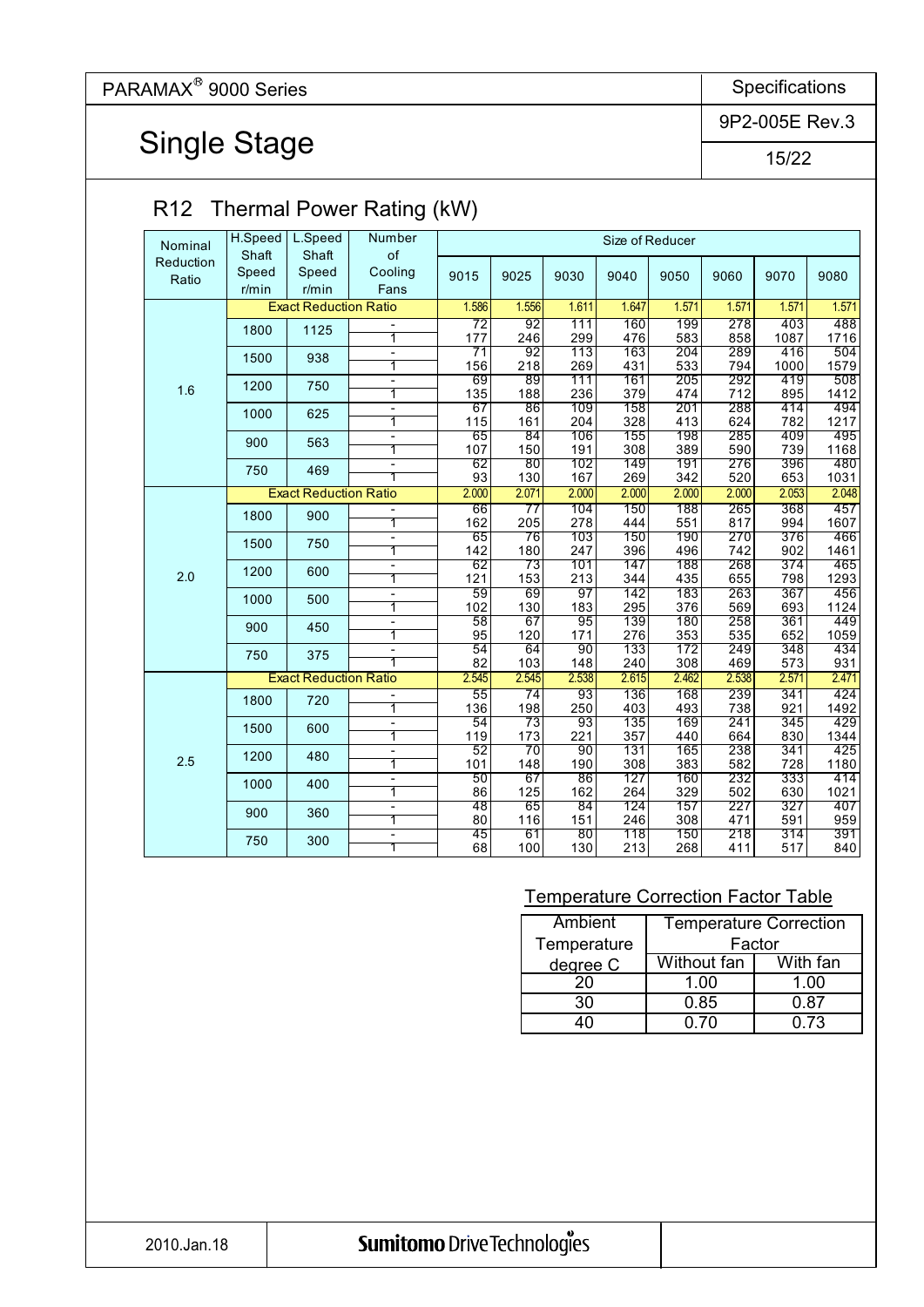PARAMAX® 9000 Series

Specifications

9P2-005E Rev.3

# Single Stage

## R12 Thermal Power Rating (kW)

| Nominal Reduction Ratio | H.Speed Shaft Speed r/min | L.Speed Shaft Speed r/min | Number of Cooling Fans | 9015 | 9025 | 9030 | 9040 | 9050 | 9060 | 9070 | 9080 |
|---|---|---|---|---|---|---|---|---|---|---|---|
| 1.6 | Exact Reduction Ratio | | | 1.586 | 1.556 | 1.611 | 1.647 | 1.571 | 1.571 | 1.571 | 1.571 |
| | 1800 | 1125 | - | 72 | 92 | 111 | 160 | 199 | 278 | 403 | 488 |
| | | | 1 | 177 | 246 | 299 | 476 | 583 | 858 | 1087 | 1716 |
| | 1500 | 938 | - | 71 | 92 | 113 | 163 | 204 | 289 | 416 | 504 |
| | | | 1 | 156 | 218 | 269 | 431 | 533 | 794 | 1000 | 1579 |
| | 1200 | 750 | - | 69 | 89 | 111 | 161 | 205 | 292 | 419 | 508 |
| | | | 1 | 135 | 188 | 236 | 379 | 474 | 712 | 895 | 1412 |
| | 1000 | 625 | - | 67 | 86 | 109 | 158 | 201 | 288 | 414 | 494 |
| | | | 1 | 115 | 161 | 204 | 328 | 413 | 624 | 782 | 1217 |
| | 900 | 563 | - | 65 | 84 | 106 | 155 | 198 | 285 | 409 | 495 |
| | | | 1 | 107 | 150 | 191 | 308 | 389 | 590 | 739 | 1168 |
| | 750 | 469 | - | 62 | 80 | 102 | 149 | 191 | 276 | 396 | 480 |
| | | | 1 | 93 | 130 | 167 | 269 | 342 | 520 | 653 | 1031 |
| 2.0 | Exact Reduction Ratio | | | 2.000 | 2.071 | 2.000 | 2.000 | 2.000 | 2.000 | 2.053 | 2.048 |
| | 1800 | 900 | - | 66 | 77 | 104 | 150 | 188 | 265 | 368 | 457 |
| | | | 1 | 162 | 205 | 278 | 444 | 551 | 817 | 994 | 1607 |
| | 1500 | 750 | - | 65 | 76 | 103 | 150 | 190 | 270 | 376 | 466 |
| | | | 1 | 142 | 180 | 247 | 396 | 496 | 742 | 902 | 1461 |
| | 1200 | 600 | - | 62 | 73 | 101 | 147 | 188 | 268 | 374 | 465 |
| | | | 1 | 121 | 153 | 213 | 344 | 435 | 655 | 798 | 1293 |
| | 1000 | 500 | - | 59 | 69 | 97 | 142 | 183 | 263 | 367 | 456 |
| | | | 1 | 102 | 130 | 183 | 295 | 376 | 569 | 693 | 1124 |
| | 900 | 450 | - | 58 | 67 | 95 | 139 | 180 | 258 | 361 | 449 |
| | | | 1 | 95 | 120 | 171 | 276 | 353 | 535 | 652 | 1059 |
| | 750 | 375 | - | 54 | 64 | 90 | 133 | 172 | 249 | 348 | 434 |
| | | | 1 | 82 | 103 | 148 | 240 | 308 | 469 | 573 | 931 |
| 2.5 | Exact Reduction Ratio | | | 2.545 | 2.545 | 2.538 | 2.615 | 2.462 | 2.538 | 2.571 | 2.471 |
| | 1800 | 720 | - | 55 | 74 | 93 | 136 | 168 | 239 | 341 | 424 |
| | | | 1 | 136 | 198 | 250 | 403 | 493 | 738 | 921 | 1492 |
| | 1500 | 600 | - | 54 | 73 | 93 | 135 | 169 | 241 | 345 | 429 |
| | | | 1 | 119 | 173 | 221 | 357 | 440 | 664 | 830 | 1344 |
| | 1200 | 480 | - | 52 | 70 | 90 | 131 | 165 | 238 | 341 | 425 |
| | | | 1 | 101 | 148 | 190 | 308 | 383 | 582 | 728 | 1180 |
| | 1000 | 400 | - | 50 | 67 | 86 | 127 | 160 | 232 | 333 | 414 |
| | | | 1 | 86 | 125 | 162 | 264 | 329 | 502 | 630 | 1021 |
| | 900 | 360 | - | 48 | 65 | 84 | 124 | 157 | 227 | 327 | 407 |
| | | | 1 | 80 | 116 | 151 | 246 | 308 | 471 | 591 | 959 |
| | 750 | 300 | - | 45 | 61 | 80 | 118 | 150 | 218 | 314 | 391 |
| | | | 1 | 68 | 100 | 130 | 213 | 268 | 411 | 517 | 840 |

### Temperature Correction Factor Table

| Ambient Temperature degree C | Temperature Correction Factor | |
|---|---|---|
| | Without fan | With fan |
| 20 | 1.00 | 1.00 |
| 30 | 0.85 | 0.87 |
| 40 | 0.70 | 0.73 |

2010.Jan.18

Sumitomo Drive Technologies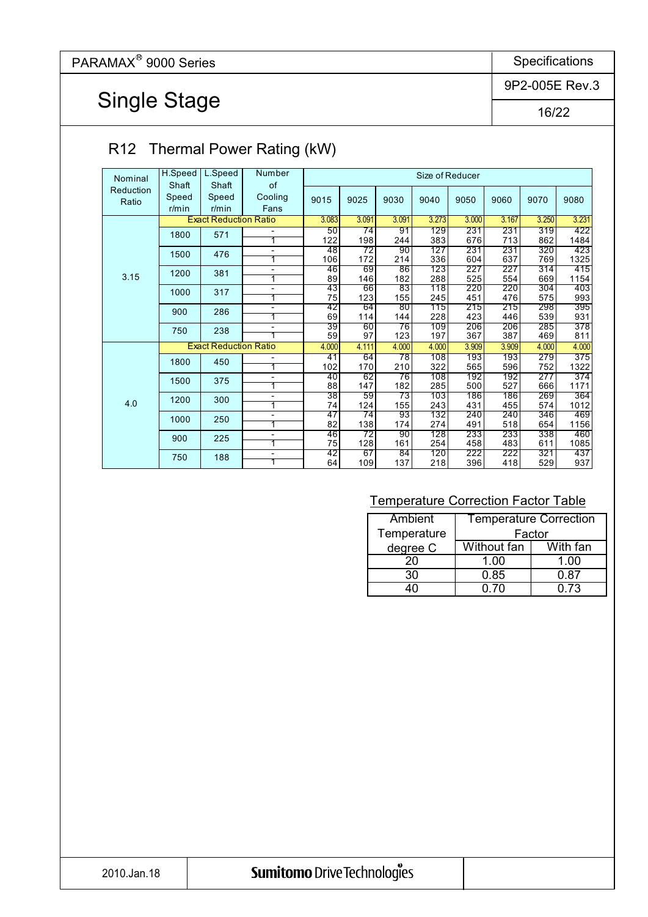## Single Stage

### R12 Thermal Power Rating (kW)

| Nominal Reduction Ratio | H.Speed Shaft Speed r/min | L.Speed Shaft Speed r/min | Number of Cooling Fans | 9015 | 9025 | 9030 | 9040 | 9050 | 9060 | 9070 | 9080 |
|---|---|---|---|---|---|---|---|---|---|---|---|
| 3.15 | Exact Reduction Ratio | | | 3.083 | 3.091 | 3.091 | 3.273 | 3.000 | 3.167 | 3.250 | 3.231 |
| | 1800 | 571 | - | 50 | 74 | 91 | 129 | 231 | 231 | 319 | 422 |
| | | | 1 | 122 | 198 | 244 | 383 | 676 | 713 | 862 | 1484 |
| | 1500 | 476 | - | 48 | 72 | 90 | 127 | 231 | 231 | 320 | 423 |
| | | | 1 | 106 | 172 | 214 | 336 | 604 | 637 | 769 | 1325 |
| | 1200 | 381 | - | 46 | 69 | 86 | 123 | 227 | 227 | 314 | 415 |
| | | | 1 | 89 | 146 | 182 | 288 | 525 | 554 | 669 | 1154 |
| | 1000 | 317 | - | 43 | 66 | 83 | 118 | 220 | 220 | 304 | 403 |
| | | | 1 | 75 | 123 | 155 | 245 | 451 | 476 | 575 | 993 |
| | 900 | 286 | - | 42 | 64 | 80 | 115 | 215 | 215 | 298 | 395 |
| | | | 1 | 69 | 114 | 144 | 228 | 423 | 446 | 539 | 931 |
| | 750 | 238 | - | 39 | 60 | 76 | 109 | 206 | 206 | 285 | 378 |
| | | | 1 | 59 | 97 | 123 | 197 | 367 | 387 | 469 | 811 |
| 4.0 | Exact Reduction Ratio | | | 4.000 | 4.111 | 4.000 | 4.000 | 3.909 | 3.909 | 4.000 | 4.000 |
| | 1800 | 450 | - | 41 | 64 | 78 | 108 | 193 | 193 | 279 | 375 |
| | | | 1 | 102 | 170 | 210 | 322 | 565 | 596 | 752 | 1322 |
| | 1500 | 375 | - | 40 | 62 | 76 | 108 | 192 | 192 | 277 | 374 |
| | | | 1 | 88 | 147 | 182 | 285 | 500 | 527 | 666 | 1171 |
| | 1200 | 300 | - | 38 | 59 | 73 | 103 | 186 | 186 | 269 | 364 |
| | | | 1 | 74 | 124 | 155 | 243 | 431 | 455 | 574 | 1012 |
| | 1000 | 250 | - | 47 | 74 | 93 | 132 | 240 | 240 | 346 | 469 |
| | | | 1 | 82 | 138 | 174 | 274 | 491 | 518 | 654 | 1156 |
| | 900 | 225 | - | 46 | 72 | 90 | 128 | 233 | 233 | 338 | 460 |
| | | | 1 | 75 | 128 | 161 | 254 | 458 | 483 | 611 | 1085 |
| | 750 | 188 | - | 42 | 67 | 84 | 120 | 222 | 222 | 321 | 437 |
| | | | 1 | 64 | 109 | 137 | 218 | 396 | 418 | 529 | 937 |

Temperature Correction Factor Table

| Ambient Temperature degree C | Temperature Correction Factor | |
|---|---|---|
| | Without fan | With fan |
| 20 | 1.00 | 1.00 |
| 30 | 0.85 | 0.87 |
| 40 | 0.70 | 0.73 |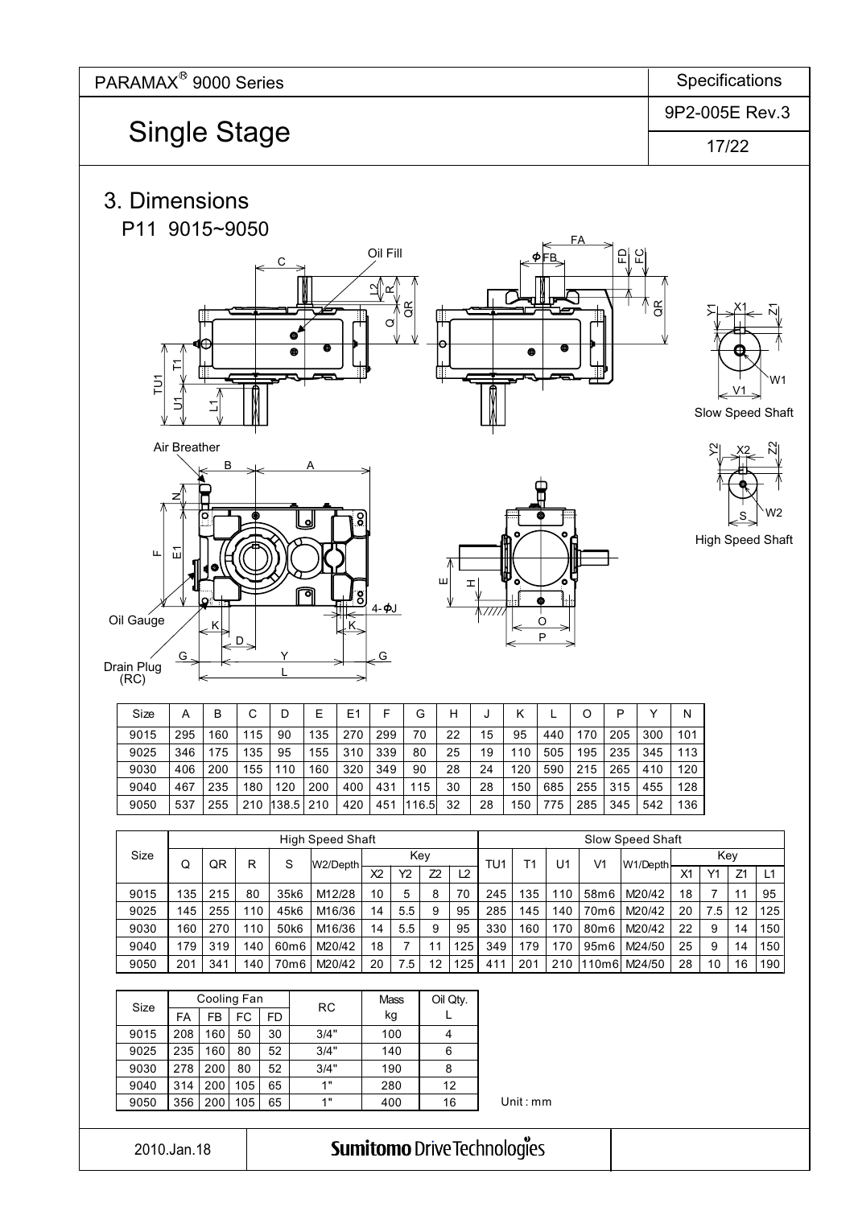# Single Stage

## 3. Dimensions

### P11 9015~9050

Slow Speed Shaft

High Speed Shaft

| Size | A | B | C | D | E | E1 | F | G | H | J | K | L | O | P | Y | N |
|---|---|---|---|---|---|---|---|---|---|---|---|---|---|---|---|---|
| 9015 | 295 | 160 | 115 | 90 | 135 | 270 | 299 | 70 | 22 | 15 | 95 | 440 | 170 | 205 | 300 | 101 |
| 9025 | 346 | 175 | 135 | 95 | 155 | 310 | 339 | 80 | 25 | 19 | 110 | 505 | 195 | 235 | 345 | 113 |
| 9030 | 406 | 200 | 155 | 110 | 160 | 320 | 349 | 90 | 28 | 24 | 120 | 590 | 215 | 265 | 410 | 120 |
| 9040 | 467 | 235 | 180 | 120 | 200 | 400 | 431 | 115 | 30 | 28 | 150 | 685 | 255 | 315 | 455 | 128 |
| 9050 | 537 | 255 | 210 | 138.5 | 210 | 420 | 451 | 116.5 | 32 | 28 | 150 | 775 | 285 | 345 | 542 | 136 |

| Size | High Speed Shaft | | | | | | | | | Slow Speed Shaft | | | | | | | | |
|---|---|---|---|---|---|---|---|---|---|---|---|---|---|---|---|---|---|---|
| | Q | QR | R | S | W2/Depth | Key | | | | TU1 | T1 | U1 | V1 | W1/Depth | Key | | | |
| | | | | | | X2 | Y2 | Z2 | L2 | | | | | | X1 | Y1 | Z1 | L1 |
| 9015 | 135 | 215 | 80 | 35k6 | M12/28 | 10 | 5 | 8 | 70 | 245 | 135 | 110 | 58m6 | M20/42 | 18 | 7 | 11 | 95 |
| 9025 | 145 | 255 | 110 | 45k6 | M16/36 | 14 | 5.5 | 9 | 95 | 285 | 145 | 140 | 70m6 | M20/42 | 20 | 7.5 | 12 | 125 |
| 9030 | 160 | 270 | 110 | 50k6 | M16/36 | 14 | 5.5 | 9 | 95 | 330 | 160 | 170 | 80m6 | M20/42 | 22 | 9 | 14 | 150 |
| 9040 | 179 | 319 | 140 | 60m6 | M20/42 | 18 | 7 | 11 | 125 | 349 | 179 | 170 | 95m6 | M24/50 | 25 | 9 | 14 | 150 |
| 9050 | 201 | 341 | 140 | 70m6 | M20/42 | 20 | 7.5 | 12 | 125 | 411 | 201 | 210 | 110m6 | M24/50 | 28 | 10 | 16 | 190 |

| Size | Cooling Fan | | | | RC | Mass | Oil Qty. |
|---|---|---|---|---|---|---|---|
| | FA | FB | FC | FD | | kg | L |
| 9015 | 208 | 160 | 50 | 30 | 3/4" | 100 | 4 |
| 9025 | 235 | 160 | 80 | 52 | 3/4" | 140 | 6 |
| 9030 | 278 | 200 | 80 | 52 | 3/4" | 190 | 8 |
| 9040 | 314 | 200 | 105 | 65 | 1" | 280 | 12 |
| 9050 | 356 | 200 | 105 | 65 | 1" | 400 | 16 |

Unit : mm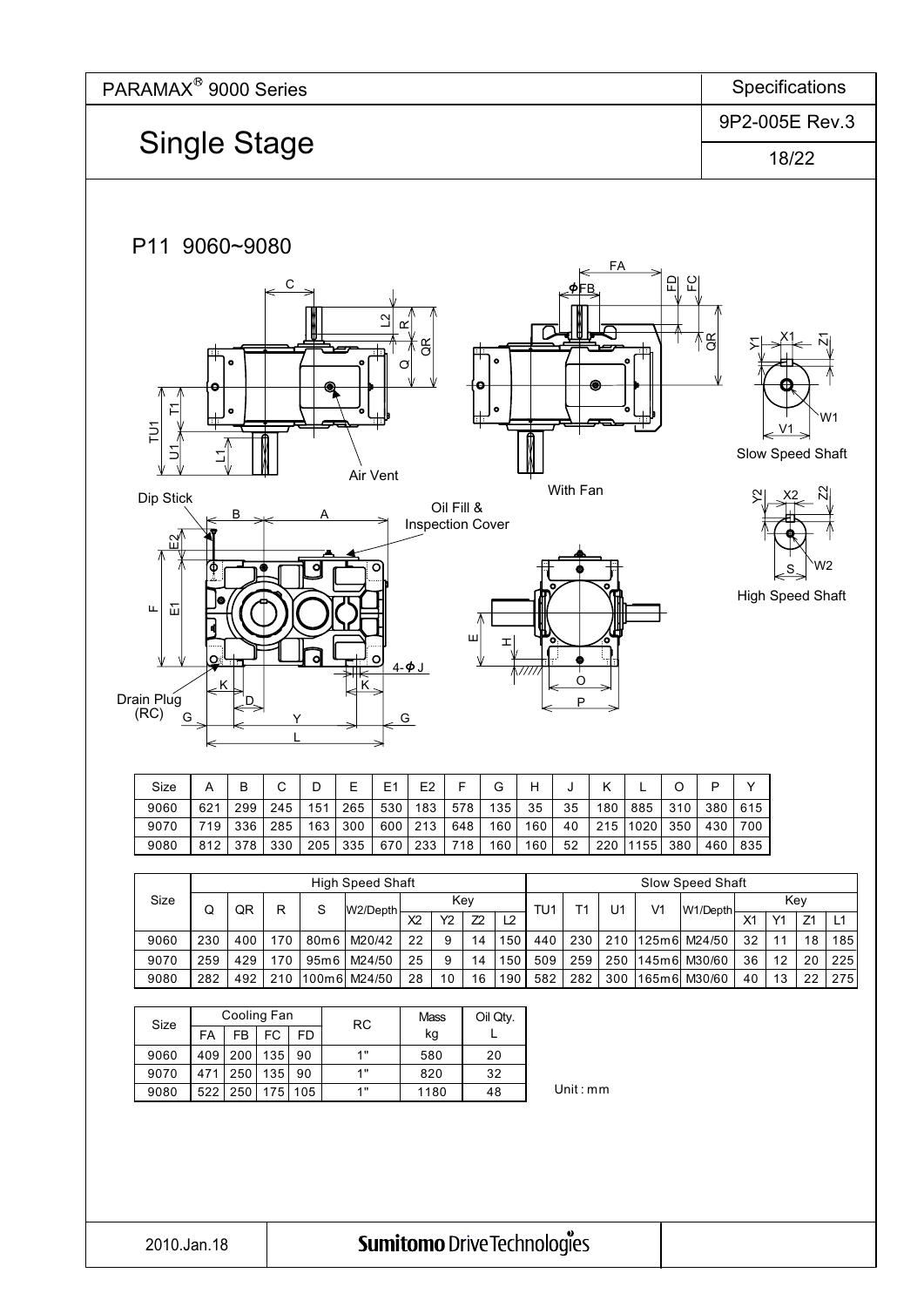# PARAMAX® 9000 Series

## Single Stage

Specifications

9P2-005E Rev.3

### P11 9060~9080

| Size | A | B | C | D | E | E1 | E2 | F | G | H | J | K | L | O | P | Y |
|---|---|---|---|---|---|---|---|---|---|---|---|---|---|---|---|---|
| 9060 | 621 | 299 | 245 | 151 | 265 | 530 | 183 | 578 | 135 | 35 | 35 | 180 | 885 | 310 | 380 | 615 |
| 9070 | 719 | 336 | 285 | 163 | 300 | 600 | 213 | 648 | 160 | 160 | 40 | 215 | 1020 | 350 | 430 | 700 |
| 9080 | 812 | 378 | 330 | 205 | 335 | 670 | 233 | 718 | 160 | 160 | 52 | 220 | 1155 | 380 | 460 | 835 |

| Size | High Speed Shaft | | | | | | | | | Slow Speed Shaft | | | | | | | | |
|---|---|---|---|---|---|---|---|---|---|---|---|---|---|---|---|---|---|---|
| | Q | QR | R | S | W2/Depth | Key | | | | TU1 | T1 | U1 | V1 | W1/Depth | Key | | | |
| | | | | | | X2 | Y2 | Z2 | L2 | | | | | | X1 | Y1 | Z1 | L1 |
| 9060 | 230 | 400 | 170 | 80m6 | M20/42 | 22 | 9 | 14 | 150 | 440 | 230 | 210 | 125m6 | M24/50 | 32 | 11 | 18 | 185 |
| 9070 | 259 | 429 | 170 | 95m6 | M24/50 | 25 | 9 | 14 | 150 | 509 | 259 | 250 | 145m6 | M30/60 | 36 | 12 | 20 | 225 |
| 9080 | 282 | 492 | 210 | 100m6 | M24/50 | 28 | 10 | 16 | 190 | 582 | 282 | 300 | 165m6 | M30/60 | 40 | 13 | 22 | 275 |

| Size | Cooling Fan | | | | RC | Mass kg | Oil Qty. L |
|---|---|---|---|---|---|---|---|
| | FA | FB | FC | FD | | | |
| 9060 | 409 | 200 | 135 | 90 | 1" | 580 | 20 |
| 9070 | 471 | 250 | 135 | 90 | 1" | 820 | 32 |
| 9080 | 522 | 250 | 175 | 105 | 1" | 1180 | 48 |

Unit : mm

2010.Jan.18

Sumitomo Drive Technologies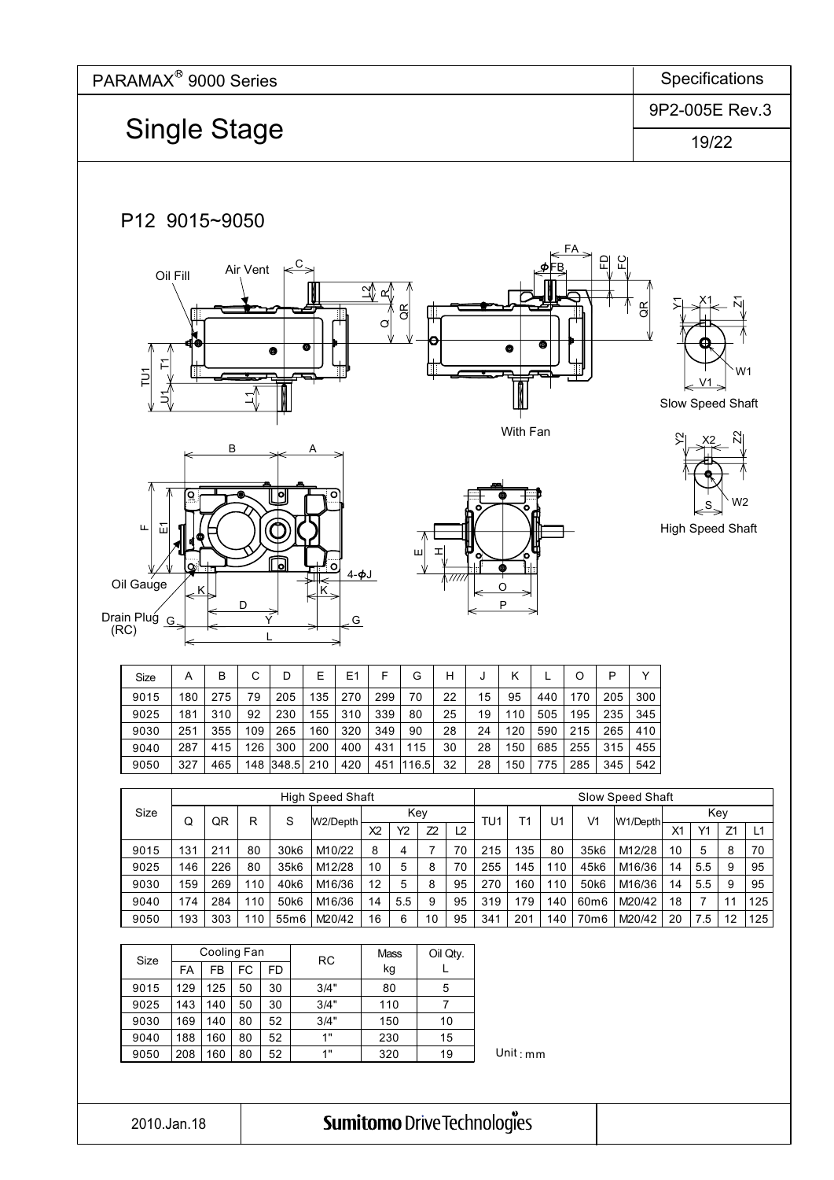PARAMAX® 9000 Series

Specifications

9P2-005E Rev.3

# Single Stage

## P12 9015~9050

Oil Fill, Air Vent, With Fan, Slow Speed Shaft, High Speed Shaft, Oil Gauge, Drain Plug (RC), 4-ϕJ

| Size | A | B | C | D | E | E1 | F | G | H | J | K | L | O | P | Y |
|---|---|---|---|---|---|---|---|---|---|---|---|---|---|---|---|
| 9015 | 180 | 275 | 79 | 205 | 135 | 270 | 299 | 70 | 22 | 15 | 95 | 440 | 170 | 205 | 300 |
| 9025 | 181 | 310 | 92 | 230 | 155 | 310 | 339 | 80 | 25 | 19 | 110 | 505 | 195 | 235 | 345 |
| 9030 | 251 | 355 | 109 | 265 | 160 | 320 | 349 | 90 | 28 | 24 | 120 | 590 | 215 | 265 | 410 |
| 9040 | 287 | 415 | 126 | 300 | 200 | 400 | 431 | 115 | 30 | 28 | 150 | 685 | 255 | 315 | 455 |
| 9050 | 327 | 465 | 148 | 348.5 | 210 | 420 | 451 | 116.5 | 32 | 28 | 150 | 775 | 285 | 345 | 542 |

| Size | High Speed Shaft | | | | | | | | | Slow Speed Shaft | | | | | | | | |
|---|---|---|---|---|---|---|---|---|---|---|---|---|---|---|---|---|---|---|
| | Q | QR | R | S | W2/Depth | Key | | | | TU1 | T1 | U1 | V1 | W1/Depth | Key | | | |
| | | | | | | X2 | Y2 | Z2 | L2 | | | | | | X1 | Y1 | Z1 | L1 |
| 9015 | 131 | 211 | 80 | 30k6 | M10/22 | 8 | 4 | 7 | 70 | 215 | 135 | 80 | 35k6 | M12/28 | 10 | 5 | 8 | 70 |
| 9025 | 146 | 226 | 80 | 35k6 | M12/28 | 10 | 5 | 8 | 70 | 255 | 145 | 110 | 45k6 | M16/36 | 14 | 5.5 | 9 | 95 |
| 9030 | 159 | 269 | 110 | 40k6 | M16/36 | 12 | 5 | 8 | 95 | 270 | 160 | 110 | 50k6 | M16/36 | 14 | 5.5 | 9 | 95 |
| 9040 | 174 | 284 | 110 | 50k6 | M16/36 | 14 | 5.5 | 9 | 95 | 319 | 179 | 140 | 60m6 | M20/42 | 18 | 7 | 11 | 125 |
| 9050 | 193 | 303 | 110 | 55m6 | M20/42 | 16 | 6 | 10 | 95 | 341 | 201 | 140 | 70m6 | M20/42 | 20 | 7.5 | 12 | 125 |

| Size | Cooling Fan | | | | RC | Mass kg | Oil Qty. L |
|---|---|---|---|---|---|---|---|
| | FA | FB | FC | FD | | | |
| 9015 | 129 | 125 | 50 | 30 | 3/4" | 80 | 5 |
| 9025 | 143 | 140 | 50 | 30 | 3/4" | 110 | 7 |
| 9030 | 169 | 140 | 80 | 52 | 3/4" | 150 | 10 |
| 9040 | 188 | 160 | 80 | 52 | 1" | 230 | 15 |
| 9050 | 208 | 160 | 80 | 52 | 1" | 320 | 19 |

Unit : mm

2010.Jan.18

Sumitomo Drive Technologies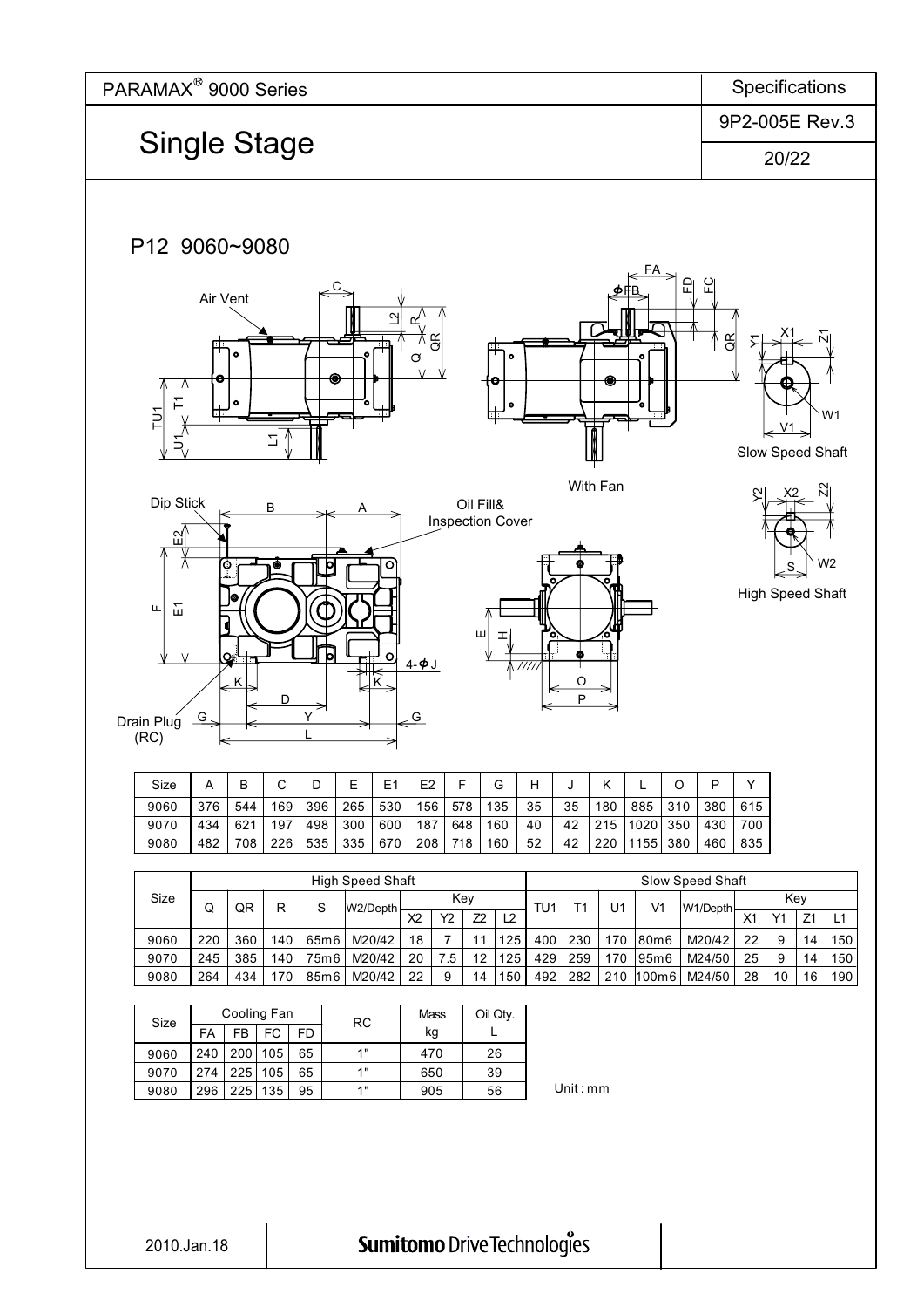PARAMAX® 9000 Series

# Single Stage

Specifications

9P2-005E Rev.3

## P12 9060~9080

Air Vent

Dip Stick

Oil Fill& Inspection Cover

With Fan

Slow Speed Shaft

High Speed Shaft

Drain Plug (RC)

| Size | A | B | C | D | E | E1 | E2 | F | G | H | J | K | L | O | P | Y |
|---|---|---|---|---|---|---|---|---|---|---|---|---|---|---|---|---|
| 9060 | 376 | 544 | 169 | 396 | 265 | 530 | 156 | 578 | 135 | 35 | 35 | 180 | 885 | 310 | 380 | 615 |
| 9070 | 434 | 621 | 197 | 498 | 300 | 600 | 187 | 648 | 160 | 40 | 42 | 215 | 1020 | 350 | 430 | 700 |
| 9080 | 482 | 708 | 226 | 535 | 335 | 670 | 208 | 718 | 160 | 52 | 42 | 220 | 1155 | 380 | 460 | 835 |

| Size | High Speed Shaft | | | | | | | | | Slow Speed Shaft | | | | | | | | |
|---|---|---|---|---|---|---|---|---|---|---|---|---|---|---|---|---|---|---|
| | Q | QR | R | S | W2/Depth | Key | | | | TU1 | T1 | U1 | V1 | W1/Depth | Key | | | |
| | | | | | | X2 | Y2 | Z2 | L2 | | | | | | X1 | Y1 | Z1 | L1 |
| 9060 | 220 | 360 | 140 | 65m6 | M20/42 | 18 | 7 | 11 | 125 | 400 | 230 | 170 | 80m6 | M20/42 | 22 | 9 | 14 | 150 |
| 9070 | 245 | 385 | 140 | 75m6 | M20/42 | 20 | 7.5 | 12 | 125 | 429 | 259 | 170 | 95m6 | M24/50 | 25 | 9 | 14 | 150 |
| 9080 | 264 | 434 | 170 | 85m6 | M20/42 | 22 | 9 | 14 | 150 | 492 | 282 | 210 | 100m6 | M24/50 | 28 | 10 | 16 | 190 |

| Size | Cooling Fan | | | | RC | Mass | Oil Qty. |
|---|---|---|---|---|---|---|---|
| | FA | FB | FC | FD | | kg | L |
| 9060 | 240 | 200 | 105 | 65 | 1" | 470 | 26 |
| 9070 | 274 | 225 | 105 | 65 | 1" | 650 | 39 |
| 9080 | 296 | 225 | 135 | 95 | 1" | 905 | 56 |

Unit : mm

2010.Jan.18

Sumitomo Drive Technologies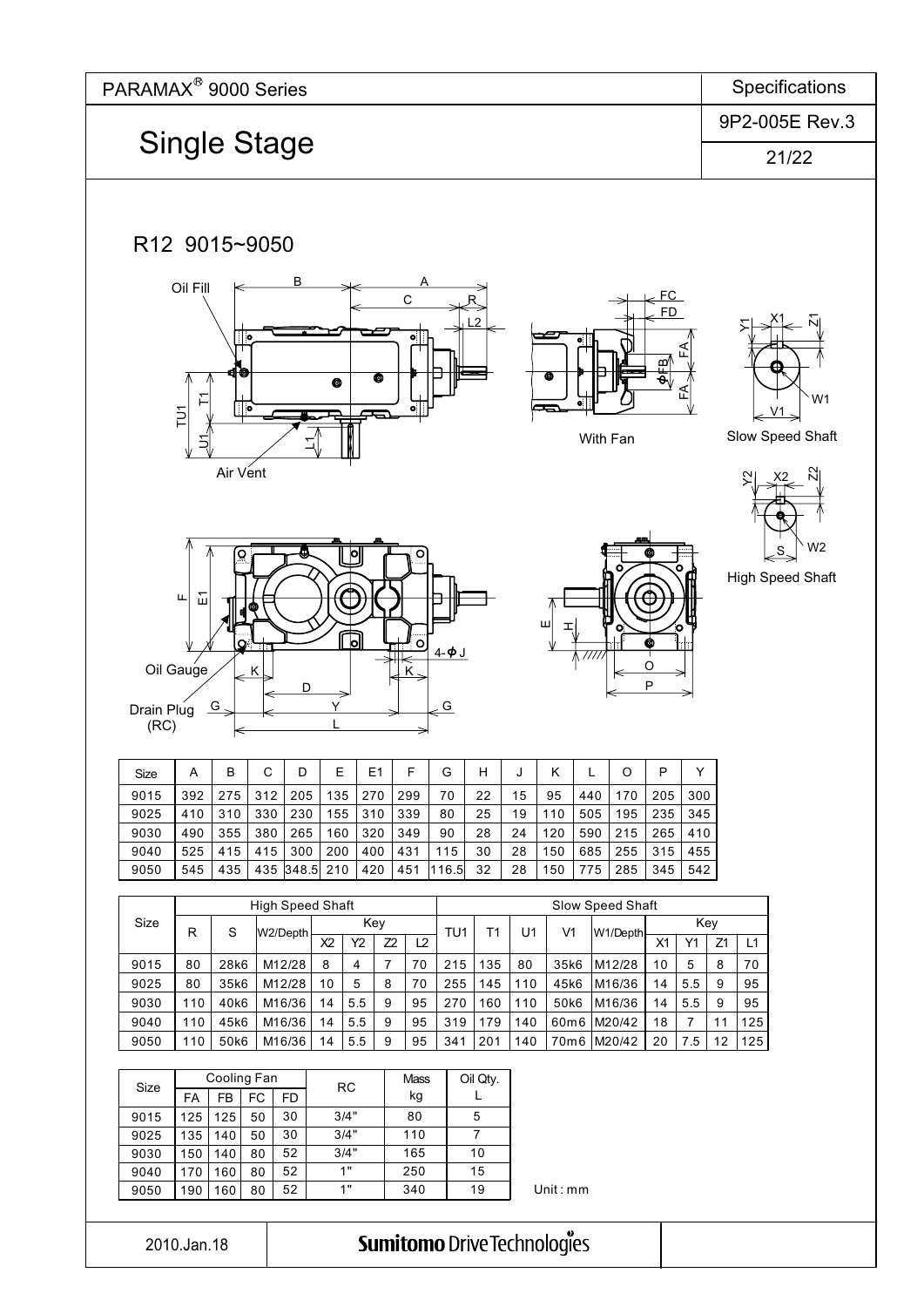# Single Stage

## R12 9015~9050

| Size | A | B | C | D | E | E1 | F | G | H | J | K | L | O | P | Y |
|---|---|---|---|---|---|---|---|---|---|---|---|---|---|---|---|
| 9015 | 392 | 275 | 312 | 205 | 135 | 270 | 299 | 70 | 22 | 15 | 95 | 440 | 170 | 205 | 300 |
| 9025 | 410 | 310 | 330 | 230 | 155 | 310 | 339 | 80 | 25 | 19 | 110 | 505 | 195 | 235 | 345 |
| 9030 | 490 | 355 | 380 | 265 | 160 | 320 | 349 | 90 | 28 | 24 | 120 | 590 | 215 | 265 | 410 |
| 9040 | 525 | 415 | 415 | 300 | 200 | 400 | 431 | 115 | 30 | 28 | 150 | 685 | 255 | 315 | 455 |
| 9050 | 545 | 435 | 435 | 348.5 | 210 | 420 | 451 | 116.5 | 32 | 28 | 150 | 775 | 285 | 345 | 542 |

| Size | High Speed Shaft | | | | | | | Slow Speed Shaft | | | | | | | | |
|---|---|---|---|---|---|---|---|---|---|---|---|---|---|---|---|---|
| | R | S | W2/Depth | Key | | | | TU1 | T1 | U1 | V1 | W1/Depth | Key | | | |
| | | | | X2 | Y2 | Z2 | L2 | | | | | | X1 | Y1 | Z1 | L1 |
| 9015 | 80 | 28k6 | M12/28 | 8 | 4 | 7 | 70 | 215 | 135 | 80 | 35k6 | M12/28 | 10 | 5 | 8 | 70 |
| 9025 | 80 | 35k6 | M12/28 | 10 | 5 | 8 | 70 | 255 | 145 | 110 | 45k6 | M16/36 | 14 | 5.5 | 9 | 95 |
| 9030 | 110 | 40k6 | M16/36 | 14 | 5.5 | 9 | 95 | 270 | 160 | 110 | 50k6 | M16/36 | 14 | 5.5 | 9 | 95 |
| 9040 | 110 | 45k6 | M16/36 | 14 | 5.5 | 9 | 95 | 319 | 179 | 140 | 60m6 | M20/42 | 18 | 7 | 11 | 125 |
| 9050 | 110 | 50k6 | M16/36 | 14 | 5.5 | 9 | 95 | 341 | 201 | 140 | 70m6 | M20/42 | 20 | 7.5 | 12 | 125 |

| Size | Cooling Fan | | | | RC | Mass kg | Oil Qty. L |
|---|---|---|---|---|---|---|---|
| | FA | FB | FC | FD | | | |
| 9015 | 125 | 125 | 50 | 30 | 3/4" | 80 | 5 |
| 9025 | 135 | 140 | 50 | 30 | 3/4" | 110 | 7 |
| 9030 | 150 | 140 | 80 | 52 | 3/4" | 165 | 10 |
| 9040 | 170 | 160 | 80 | 52 | 1" | 250 | 15 |
| 9050 | 190 | 160 | 80 | 52 | 1" | 340 | 19 |

Unit : mm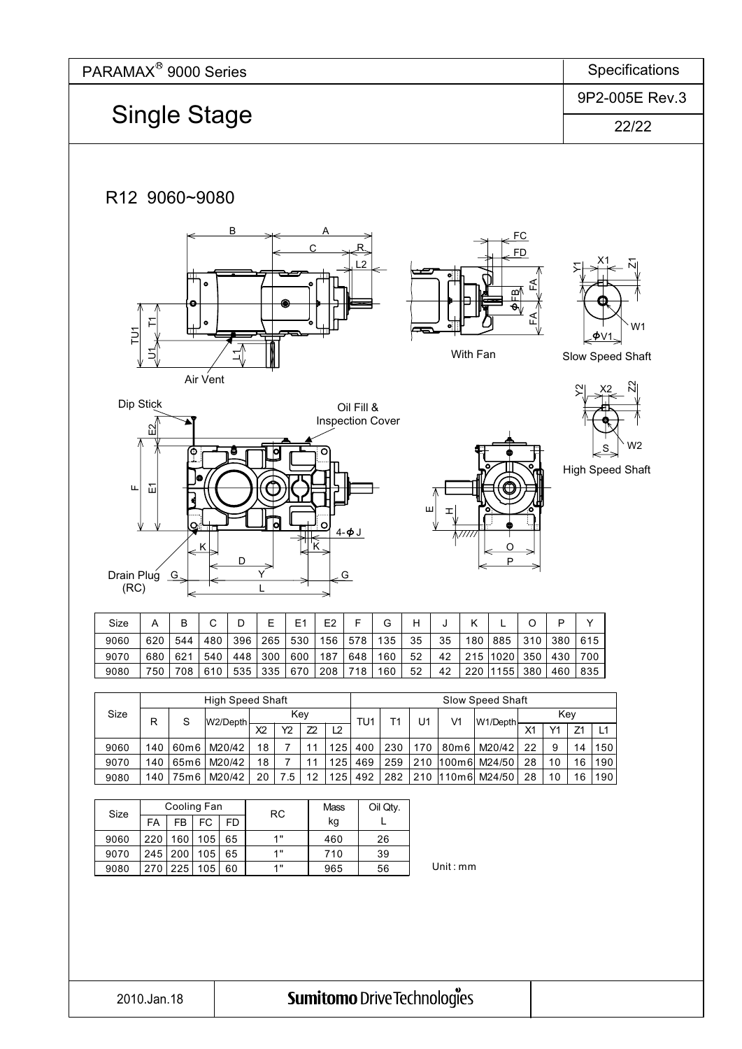PARAMAX® 9000 Series

Specifications

9P2-005E Rev.3

# Single Stage

## R12 9060~9080

Air Vent

Dip Stick

Oil Fill & Inspection Cover

Drain Plug (RC)

With Fan

Slow Speed Shaft

High Speed Shaft

| Size | A | B | C | D | E | E1 | E2 | F | G | H | J | K | L | O | P | Y |
|---|---|---|---|---|---|---|---|---|---|---|---|---|---|---|---|---|
| 9060 | 620 | 544 | 480 | 396 | 265 | 530 | 156 | 578 | 135 | 35 | 35 | 180 | 885 | 310 | 380 | 615 |
| 9070 | 680 | 621 | 540 | 448 | 300 | 600 | 187 | 648 | 160 | 52 | 42 | 215 | 1020 | 350 | 430 | 700 |
| 9080 | 750 | 708 | 610 | 535 | 335 | 670 | 208 | 718 | 160 | 52 | 42 | 220 | 1155 | 380 | 460 | 835 |

| Size | High Speed Shaft | | | | | | | Slow Speed Shaft | | | | | | | | |
|---|---|---|---|---|---|---|---|---|---|---|---|---|---|---|---|---|
| | R | S | W2/Depth | Key | | | | TU1 | T1 | U1 | V1 | W1/Depth | Key | | | |
| | | | | X2 | Y2 | Z2 | L2 | | | | | | X1 | Y1 | Z1 | L1 |
| 9060 | 140 | 60m6 | M20/42 | 18 | 7 | 11 | 125 | 400 | 230 | 170 | 80m6 | M20/42 | 22 | 9 | 14 | 150 |
| 9070 | 140 | 65m6 | M20/42 | 18 | 7 | 11 | 125 | 469 | 259 | 210 | 100m6 | M24/50 | 28 | 10 | 16 | 190 |
| 9080 | 140 | 75m6 | M20/42 | 20 | 7.5 | 12 | 125 | 492 | 282 | 210 | 110m6 | M24/50 | 28 | 10 | 16 | 190 |

| Size | Cooling Fan | | | | RC | Mass | Oil Qty. |
|---|---|---|---|---|---|---|---|
| | FA | FB | FC | FD | | kg | L |
| 9060 | 220 | 160 | 105 | 65 | 1" | 460 | 26 |
| 9070 | 245 | 200 | 105 | 65 | 1" | 710 | 39 |
| 9080 | 270 | 225 | 105 | 60 | 1" | 965 | 56 |

Unit : mm

2010.Jan.18

Sumitomo Drive Technologies